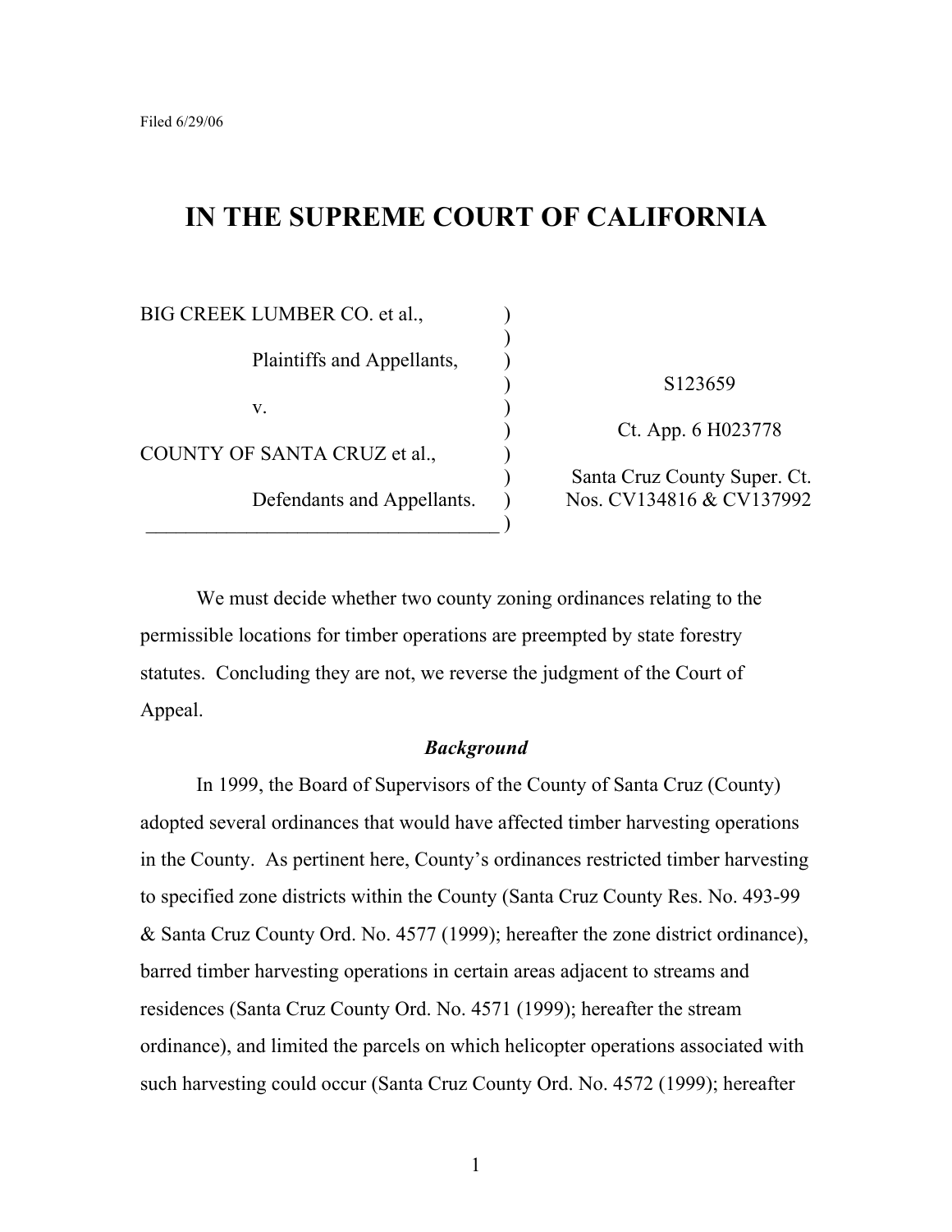Filed 6/29/06

# IN THE SUPREME COURT OF CALIFORNIA

| | |
|---|---|
| BIG CREEK LUMBER CO. et al., | |
| Plaintiffs and Appellants, | S123659 |
| v. | Ct. App. 6 H023778 |
| COUNTY OF SANTA CRUZ et al., | Santa Cruz County Super. Ct. |
| Defendants and Appellants. | Nos. CV134816 & CV137992 |

We must decide whether two county zoning ordinances relating to the permissible locations for timber operations are preempted by state forestry statutes. Concluding they are not, we reverse the judgment of the Court of Appeal.

### *Background*

In 1999, the Board of Supervisors of the County of Santa Cruz (County) adopted several ordinances that would have affected timber harvesting operations in the County. As pertinent here, County's ordinances restricted timber harvesting to specified zone districts within the County (Santa Cruz County Res. No. 493-99 & Santa Cruz County Ord. No. 4577 (1999); hereafter the zone district ordinance), barred timber harvesting operations in certain areas adjacent to streams and residences (Santa Cruz County Ord. No. 4571 (1999); hereafter the stream ordinance), and limited the parcels on which helicopter operations associated with such harvesting could occur (Santa Cruz County Ord. No. 4572 (1999); hereafter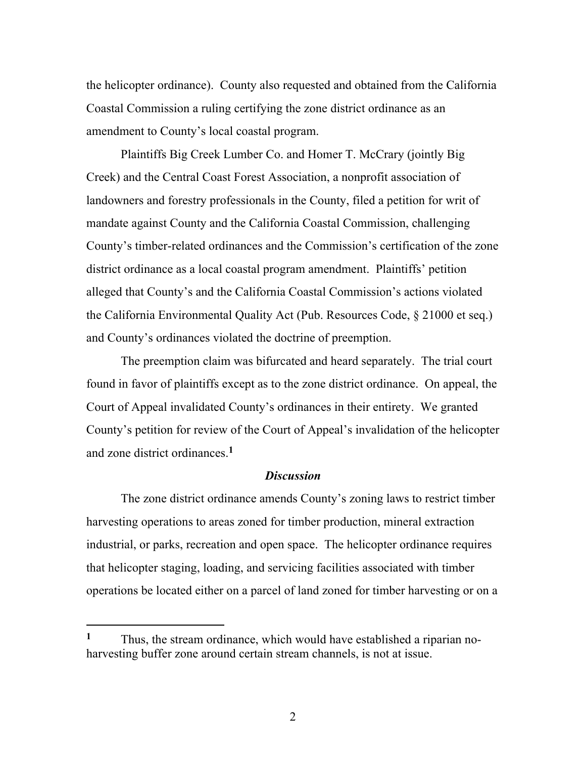the helicopter ordinance). County also requested and obtained from the California Coastal Commission a ruling certifying the zone district ordinance as an amendment to County's local coastal program.

Plaintiffs Big Creek Lumber Co. and Homer T. McCrary (jointly Big Creek) and the Central Coast Forest Association, a nonprofit association of landowners and forestry professionals in the County, filed a petition for writ of mandate against County and the California Coastal Commission, challenging County's timber-related ordinances and the Commission's certification of the zone district ordinance as a local coastal program amendment. Plaintiffs' petition alleged that County's and the California Coastal Commission's actions violated the California Environmental Quality Act (Pub. Resources Code, § 21000 et seq.) and County's ordinances violated the doctrine of preemption.

The preemption claim was bifurcated and heard separately. The trial court found in favor of plaintiffs except as to the zone district ordinance. On appeal, the Court of Appeal invalidated County's ordinances in their entirety. We granted County's petition for review of the Court of Appeal's invalidation of the helicopter and zone district ordinances.[1]

### *Discussion*

The zone district ordinance amends County's zoning laws to restrict timber harvesting operations to areas zoned for timber production, mineral extraction industrial, or parks, recreation and open space. The helicopter ordinance requires that helicopter staging, loading, and servicing facilities associated with timber operations be located either on a parcel of land zoned for timber harvesting or on a

---

[1] Thus, the stream ordinance, which would have established a riparian no-harvesting buffer zone around certain stream channels, is not at issue.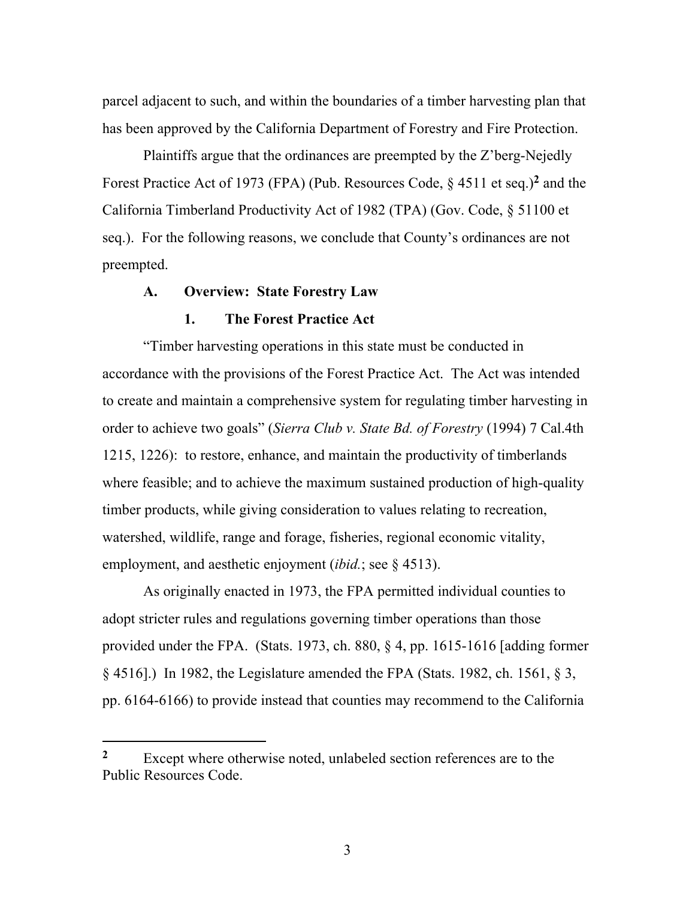parcel adjacent to such, and within the boundaries of a timber harvesting plan that has been approved by the California Department of Forestry and Fire Protection.

Plaintiffs argue that the ordinances are preempted by the Z'berg-Nejedly Forest Practice Act of 1973 (FPA) (Pub. Resources Code, § 4511 et seq.)[2] and the California Timberland Productivity Act of 1982 (TPA) (Gov. Code, § 51100 et seq.). For the following reasons, we conclude that County's ordinances are not preempted.

### A. Overview: State Forestry Law

#### 1. The Forest Practice Act

"Timber harvesting operations in this state must be conducted in accordance with the provisions of the Forest Practice Act. The Act was intended to create and maintain a comprehensive system for regulating timber harvesting in order to achieve two goals" (*Sierra Club v. State Bd. of Forestry* (1994) 7 Cal.4th 1215, 1226): to restore, enhance, and maintain the productivity of timberlands where feasible; and to achieve the maximum sustained production of high-quality timber products, while giving consideration to values relating to recreation, watershed, wildlife, range and forage, fisheries, regional economic vitality, employment, and aesthetic enjoyment (*ibid.*; see § 4513).

As originally enacted in 1973, the FPA permitted individual counties to adopt stricter rules and regulations governing timber operations than those provided under the FPA. (Stats. 1973, ch. 880, § 4, pp. 1615-1616 [adding former § 4516].) In 1982, the Legislature amended the FPA (Stats. 1982, ch. 1561, § 3, pp. 6164-6166) to provide instead that counties may recommend to the California

---

[2] Except where otherwise noted, unlabeled section references are to the Public Resources Code.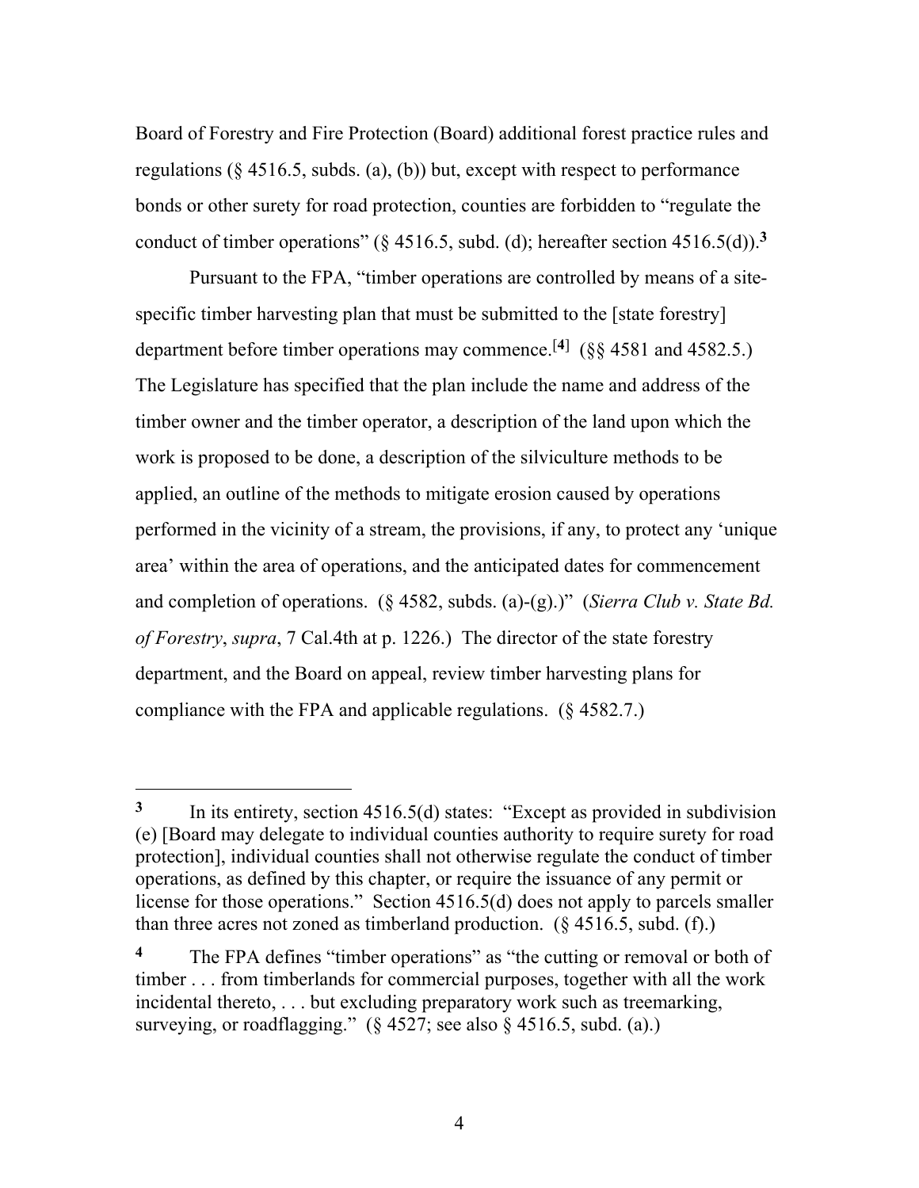Board of Forestry and Fire Protection (Board) additional forest practice rules and regulations (§ 4516.5, subds. (a), (b)) but, except with respect to performance bonds or other surety for road protection, counties are forbidden to "regulate the conduct of timber operations" (§ 4516.5, subd. (d); hereafter section 4516.5(d)).[3]

Pursuant to the FPA, "timber operations are controlled by means of a site-specific timber harvesting plan that must be submitted to the [state forestry] department before timber operations may commence.[4] (§§ 4581 and 4582.5.) The Legislature has specified that the plan include the name and address of the timber owner and the timber operator, a description of the land upon which the work is proposed to be done, a description of the silviculture methods to be applied, an outline of the methods to mitigate erosion caused by operations performed in the vicinity of a stream, the provisions, if any, to protect any 'unique area' within the area of operations, and the anticipated dates for commencement and completion of operations. (§ 4582, subds. (a)-(g).)" (*Sierra Club v. State Bd. of Forestry*, *supra*, 7 Cal.4th at p. 1226.) The director of the state forestry department, and the Board on appeal, review timber harvesting plans for compliance with the FPA and applicable regulations. (§ 4582.7.)

---

**3** In its entirety, section 4516.5(d) states: "Except as provided in subdivision (e) [Board may delegate to individual counties authority to require surety for road protection], individual counties shall not otherwise regulate the conduct of timber operations, as defined by this chapter, or require the issuance of any permit or license for those operations." Section 4516.5(d) does not apply to parcels smaller than three acres not zoned as timberland production. (§ 4516.5, subd. (f).)

**4** The FPA defines "timber operations" as "the cutting or removal or both of timber . . . from timberlands for commercial purposes, together with all the work incidental thereto, . . . but excluding preparatory work such as treemarking, surveying, or roadflagging." (§ 4527; see also § 4516.5, subd. (a).)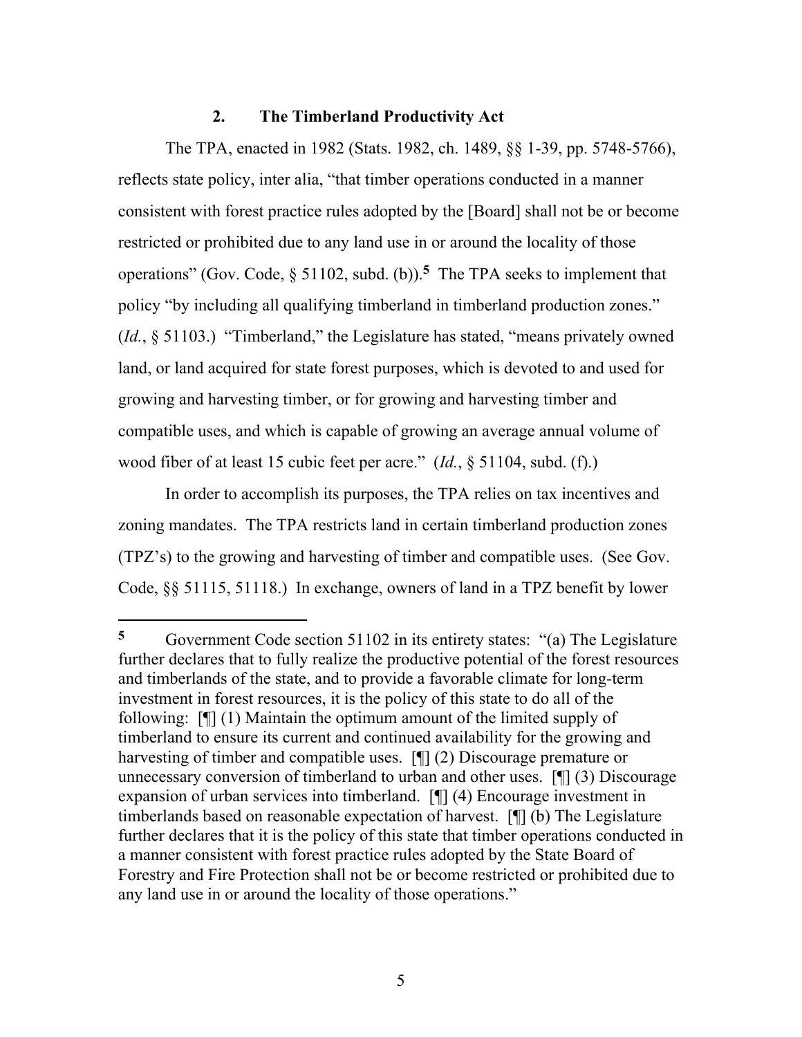### 2. The Timberland Productivity Act

The TPA, enacted in 1982 (Stats. 1982, ch. 1489, §§ 1-39, pp. 5748-5766), reflects state policy, inter alia, "that timber operations conducted in a manner consistent with forest practice rules adopted by the [Board] shall not be or become restricted or prohibited due to any land use in or around the locality of those operations" (Gov. Code, § 51102, subd. (b)).[5] The TPA seeks to implement that policy "by including all qualifying timberland in timberland production zones." (*Id.*, § 51103.) "Timberland," the Legislature has stated, "means privately owned land, or land acquired for state forest purposes, which is devoted to and used for growing and harvesting timber, or for growing and harvesting timber and compatible uses, and which is capable of growing an average annual volume of wood fiber of at least 15 cubic feet per acre." (*Id.*, § 51104, subd. (f).)

In order to accomplish its purposes, the TPA relies on tax incentives and zoning mandates. The TPA restricts land in certain timberland production zones (TPZ's) to the growing and harvesting of timber and compatible uses. (See Gov. Code, §§ 51115, 51118.) In exchange, owners of land in a TPZ benefit by lower

---

[5] Government Code section 51102 in its entirety states: "(a) The Legislature further declares that to fully realize the productive potential of the forest resources and timberlands of the state, and to provide a favorable climate for long-term investment in forest resources, it is the policy of this state to do all of the following: [¶] (1) Maintain the optimum amount of the limited supply of timberland to ensure its current and continued availability for the growing and harvesting of timber and compatible uses. [¶] (2) Discourage premature or unnecessary conversion of timberland to urban and other uses. [¶] (3) Discourage expansion of urban services into timberland. [¶] (4) Encourage investment in timberlands based on reasonable expectation of harvest. [¶] (b) The Legislature further declares that it is the policy of this state that timber operations conducted in a manner consistent with forest practice rules adopted by the State Board of Forestry and Fire Protection shall not be or become restricted or prohibited due to any land use in or around the locality of those operations."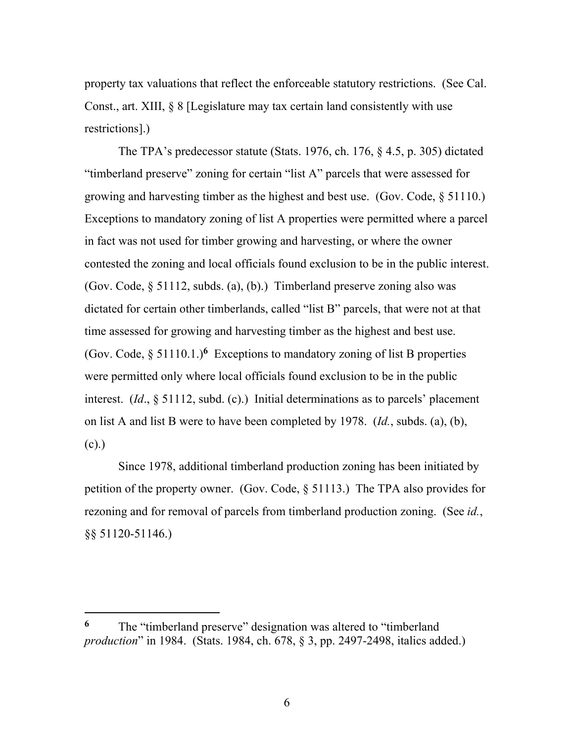property tax valuations that reflect the enforceable statutory restrictions. (See Cal. Const., art. XIII, § 8 [Legislature may tax certain land consistently with use restrictions].)

The TPA's predecessor statute (Stats. 1976, ch. 176, § 4.5, p. 305) dictated "timberland preserve" zoning for certain "list A" parcels that were assessed for growing and harvesting timber as the highest and best use. (Gov. Code, § 51110.) Exceptions to mandatory zoning of list A properties were permitted where a parcel in fact was not used for timber growing and harvesting, or where the owner contested the zoning and local officials found exclusion to be in the public interest. (Gov. Code, § 51112, subds. (a), (b).) Timberland preserve zoning also was dictated for certain other timberlands, called "list B" parcels, that were not at that time assessed for growing and harvesting timber as the highest and best use. (Gov. Code, § 51110.1.)[6] Exceptions to mandatory zoning of list B properties were permitted only where local officials found exclusion to be in the public interest. (*Id*., § 51112, subd. (c).) Initial determinations as to parcels' placement on list A and list B were to have been completed by 1978. (*Id.*, subds. (a), (b), (c).)

Since 1978, additional timberland production zoning has been initiated by petition of the property owner. (Gov. Code, § 51113.) The TPA also provides for rezoning and for removal of parcels from timberland production zoning. (See *id.*, §§ 51120-51146.)

---

[6] The "timberland preserve" designation was altered to "timberland *production*" in 1984. (Stats. 1984, ch. 678, § 3, pp. 2497-2498, italics added.)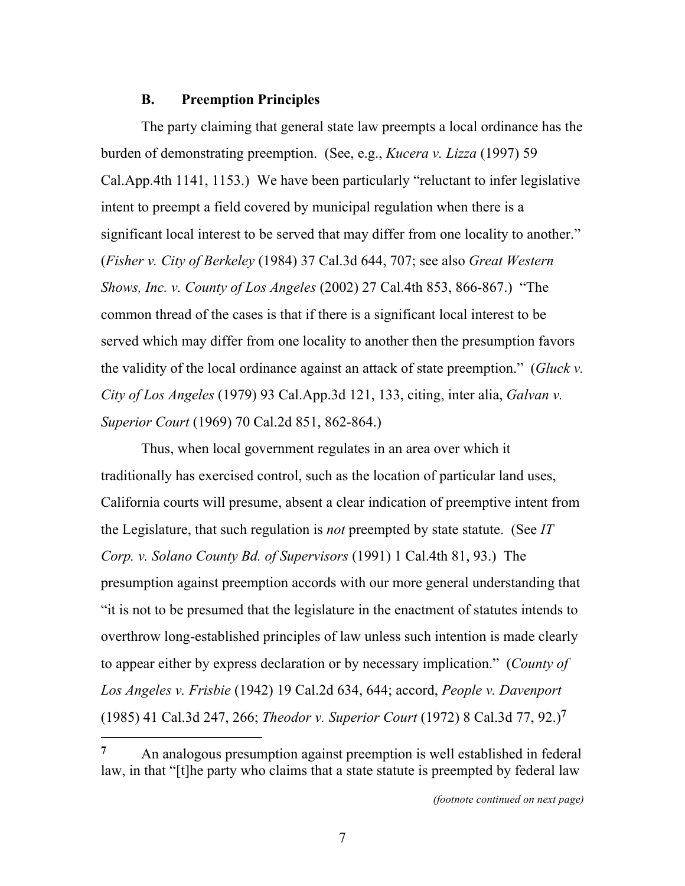### B. Preemption Principles

The party claiming that general state law preempts a local ordinance has the burden of demonstrating preemption. (See, e.g., *Kucera v. Lizza* (1997) 59 Cal.App.4th 1141, 1153.) We have been particularly "reluctant to infer legislative intent to preempt a field covered by municipal regulation when there is a significant local interest to be served that may differ from one locality to another." (*Fisher v. City of Berkeley* (1984) 37 Cal.3d 644, 707; see also *Great Western Shows, Inc. v. County of Los Angeles* (2002) 27 Cal.4th 853, 866-867.) "The common thread of the cases is that if there is a significant local interest to be served which may differ from one locality to another then the presumption favors the validity of the local ordinance against an attack of state preemption." (*Gluck v. City of Los Angeles* (1979) 93 Cal.App.3d 121, 133, citing, inter alia, *Galvan v. Superior Court* (1969) 70 Cal.2d 851, 862-864.)

Thus, when local government regulates in an area over which it traditionally has exercised control, such as the location of particular land uses, California courts will presume, absent a clear indication of preemptive intent from the Legislature, that such regulation is *not* preempted by state statute. (See *IT Corp. v. Solano County Bd. of Supervisors* (1991) 1 Cal.4th 81, 93.) The presumption against preemption accords with our more general understanding that "it is not to be presumed that the legislature in the enactment of statutes intends to overthrow long-established principles of law unless such intention is made clearly to appear either by express declaration or by necessary implication." (*County of Los Angeles v. Frisbie* (1942) 19 Cal.2d 634, 644; accord, *People v. Davenport* (1985) 41 Cal.3d 247, 266; *Theodor v. Superior Court* (1972) 8 Cal.3d 77, 92.)[7]

---

[7] An analogous presumption against preemption is well established in federal law, in that "[t]he party who claims that a state statute is preempted by federal law

*(footnote continued on next page)*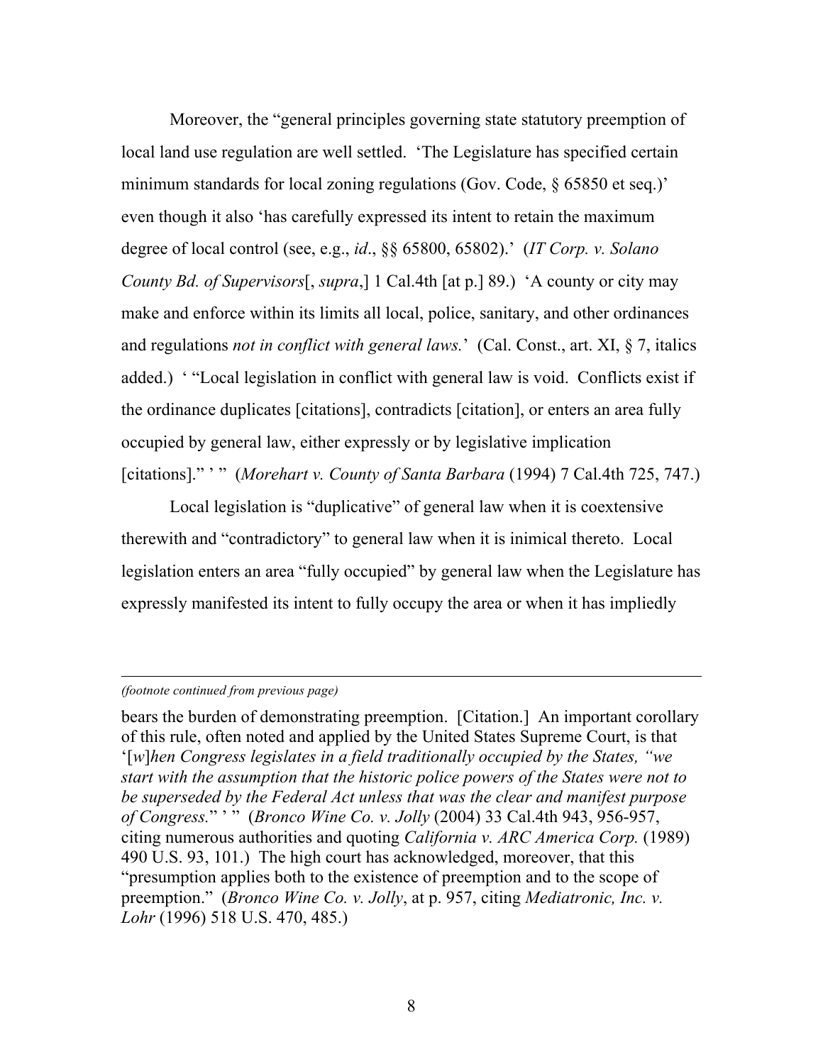Moreover, the "general principles governing state statutory preemption of local land use regulation are well settled. 'The Legislature has specified certain minimum standards for local zoning regulations (Gov. Code, § 65850 et seq.)' even though it also 'has carefully expressed its intent to retain the maximum degree of local control (see, e.g., *id*., §§ 65800, 65802).' (*IT Corp. v. Solano County Bd. of Supervisors*[, *supra*,] 1 Cal.4th [at p.] 89.) 'A county or city may make and enforce within its limits all local, police, sanitary, and other ordinances and regulations *not in conflict with general laws.*' (Cal. Const., art. XI, § 7, italics added.) ' "Local legislation in conflict with general law is void. Conflicts exist if the ordinance duplicates [citations], contradicts [citation], or enters an area fully occupied by general law, either expressly or by legislative implication [citations]." ' " (*Morehart v. County of Santa Barbara* (1994) 7 Cal.4th 725, 747.)

Local legislation is "duplicative" of general law when it is coextensive therewith and "contradictory" to general law when it is inimical thereto. Local legislation enters an area "fully occupied" by general law when the Legislature has expressly manifested its intent to fully occupy the area or when it has impliedly

---

*(footnote continued from previous page)*

bears the burden of demonstrating preemption. [Citation.] An important corollary of this rule, often noted and applied by the United States Supreme Court, is that '[*w*]*hen Congress legislates in a field traditionally occupied by the States, "we start with the assumption that the historic police powers of the States were not to be superseded by the Federal Act unless that was the clear and manifest purpose of Congress.*" ' " (*Bronco Wine Co. v. Jolly* (2004) 33 Cal.4th 943, 956-957, citing numerous authorities and quoting *California v. ARC America Corp.* (1989) 490 U.S. 93, 101.) The high court has acknowledged, moreover, that this "presumption applies both to the existence of preemption and to the scope of preemption." (*Bronco Wine Co. v. Jolly*, at p. 957, citing *Mediatronic, Inc. v. Lohr* (1996) 518 U.S. 470, 485.)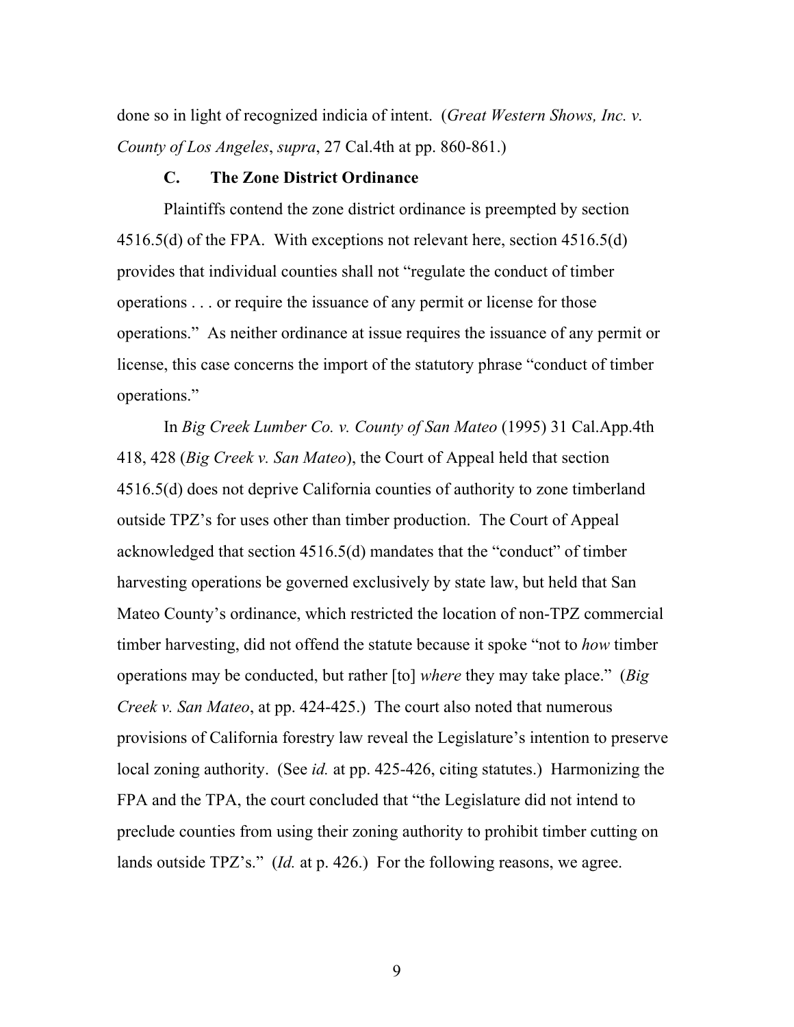done so in light of recognized indicia of intent. (*Great Western Shows, Inc. v. County of Los Angeles*, *supra*, 27 Cal.4th at pp. 860-861.)

### C. The Zone District Ordinance

Plaintiffs contend the zone district ordinance is preempted by section 4516.5(d) of the FPA. With exceptions not relevant here, section 4516.5(d) provides that individual counties shall not "regulate the conduct of timber operations . . . or require the issuance of any permit or license for those operations." As neither ordinance at issue requires the issuance of any permit or license, this case concerns the import of the statutory phrase "conduct of timber operations."

In *Big Creek Lumber Co. v. County of San Mateo* (1995) 31 Cal.App.4th 418, 428 (*Big Creek v. San Mateo*), the Court of Appeal held that section 4516.5(d) does not deprive California counties of authority to zone timberland outside TPZ's for uses other than timber production. The Court of Appeal acknowledged that section 4516.5(d) mandates that the "conduct" of timber harvesting operations be governed exclusively by state law, but held that San Mateo County's ordinance, which restricted the location of non-TPZ commercial timber harvesting, did not offend the statute because it spoke "not to *how* timber operations may be conducted, but rather [to] *where* they may take place." (*Big Creek v. San Mateo*, at pp. 424-425.) The court also noted that numerous provisions of California forestry law reveal the Legislature's intention to preserve local zoning authority. (See *id.* at pp. 425-426, citing statutes.) Harmonizing the FPA and the TPA, the court concluded that "the Legislature did not intend to preclude counties from using their zoning authority to prohibit timber cutting on lands outside TPZ's." (*Id.* at p. 426.) For the following reasons, we agree.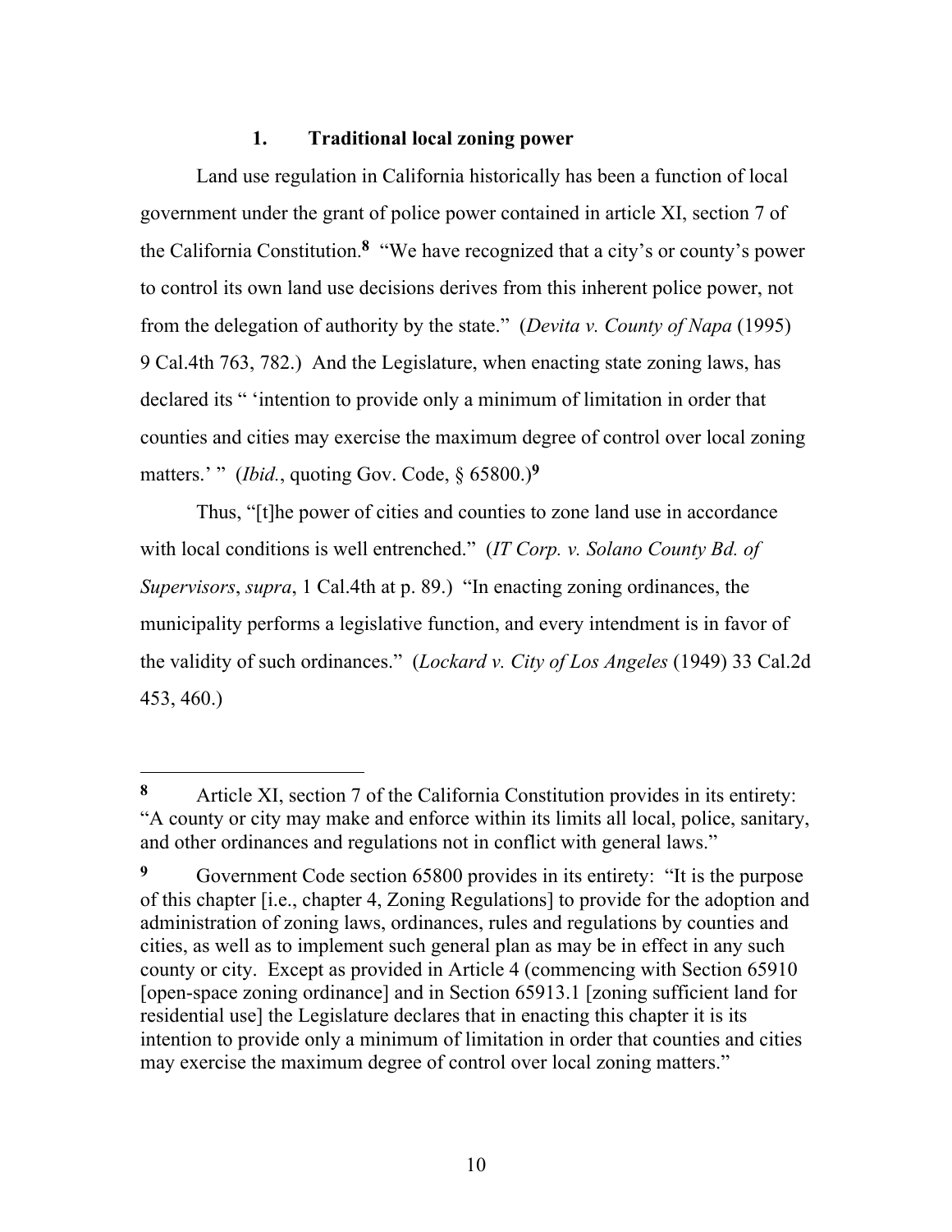### 1. Traditional local zoning power

Land use regulation in California historically has been a function of local government under the grant of police power contained in article XI, section 7 of the California Constitution.[8] "We have recognized that a city's or county's power to control its own land use decisions derives from this inherent police power, not from the delegation of authority by the state." (*Devita v. County of Napa* (1995) 9 Cal.4th 763, 782.) And the Legislature, when enacting state zoning laws, has declared its " 'intention to provide only a minimum of limitation in order that counties and cities may exercise the maximum degree of control over local zoning matters.' " (*Ibid.*, quoting Gov. Code, § 65800.)[9]

Thus, "[t]he power of cities and counties to zone land use in accordance with local conditions is well entrenched." (*IT Corp. v. Solano County Bd. of Supervisors*, *supra*, 1 Cal.4th at p. 89.) "In enacting zoning ordinances, the municipality performs a legislative function, and every intendment is in favor of the validity of such ordinances." (*Lockard v. City of Los Angeles* (1949) 33 Cal.2d 453, 460.)

---

**8** Article XI, section 7 of the California Constitution provides in its entirety: "A county or city may make and enforce within its limits all local, police, sanitary, and other ordinances and regulations not in conflict with general laws."

**9** Government Code section 65800 provides in its entirety: "It is the purpose of this chapter [i.e., chapter 4, Zoning Regulations] to provide for the adoption and administration of zoning laws, ordinances, rules and regulations by counties and cities, as well as to implement such general plan as may be in effect in any such county or city. Except as provided in Article 4 (commencing with Section 65910 [open-space zoning ordinance] and in Section 65913.1 [zoning sufficient land for residential use] the Legislature declares that in enacting this chapter it is its intention to provide only a minimum of limitation in order that counties and cities may exercise the maximum degree of control over local zoning matters."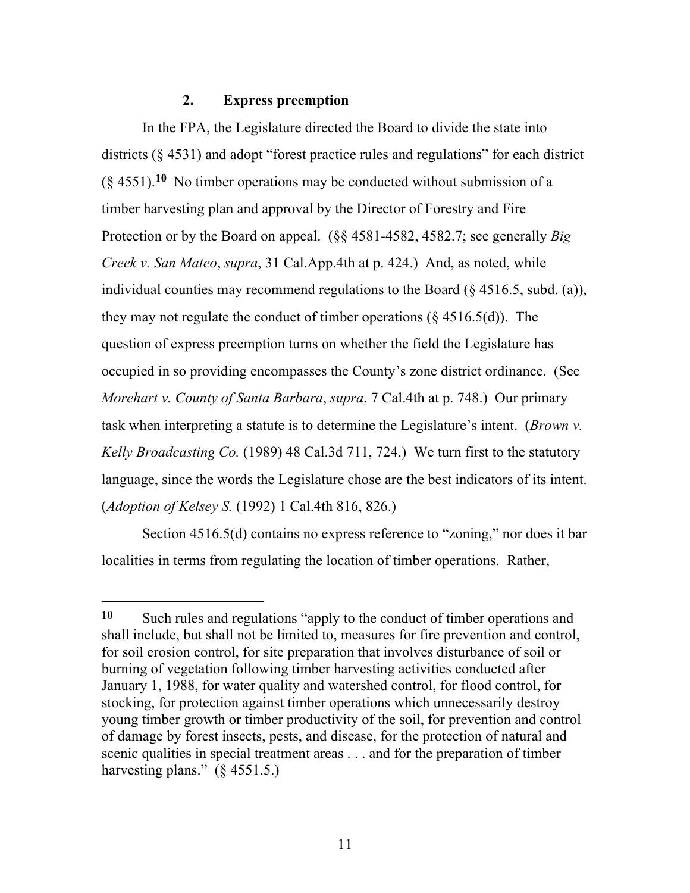### 2. Express preemption

In the FPA, the Legislature directed the Board to divide the state into districts (§ 4531) and adopt "forest practice rules and regulations" for each district (§ 4551).[10] No timber operations may be conducted without submission of a timber harvesting plan and approval by the Director of Forestry and Fire Protection or by the Board on appeal. (§§ 4581-4582, 4582.7; see generally *Big Creek v. San Mateo*, *supra*, 31 Cal.App.4th at p. 424.) And, as noted, while individual counties may recommend regulations to the Board (§ 4516.5, subd. (a)), they may not regulate the conduct of timber operations (§ 4516.5(d)). The question of express preemption turns on whether the field the Legislature has occupied in so providing encompasses the County's zone district ordinance. (See *Morehart v. County of Santa Barbara*, *supra*, 7 Cal.4th at p. 748.) Our primary task when interpreting a statute is to determine the Legislature's intent. (*Brown v. Kelly Broadcasting Co.* (1989) 48 Cal.3d 711, 724.) We turn first to the statutory language, since the words the Legislature chose are the best indicators of its intent. (*Adoption of Kelsey S.* (1992) 1 Cal.4th 816, 826.)

Section 4516.5(d) contains no express reference to "zoning," nor does it bar localities in terms from regulating the location of timber operations. Rather,

---

**10** Such rules and regulations "apply to the conduct of timber operations and shall include, but shall not be limited to, measures for fire prevention and control, for soil erosion control, for site preparation that involves disturbance of soil or burning of vegetation following timber harvesting activities conducted after January 1, 1988, for water quality and watershed control, for flood control, for stocking, for protection against timber operations which unnecessarily destroy young timber growth or timber productivity of the soil, for prevention and control of damage by forest insects, pests, and disease, for the protection of natural and scenic qualities in special treatment areas . . . and for the preparation of timber harvesting plans." (§ 4551.5.)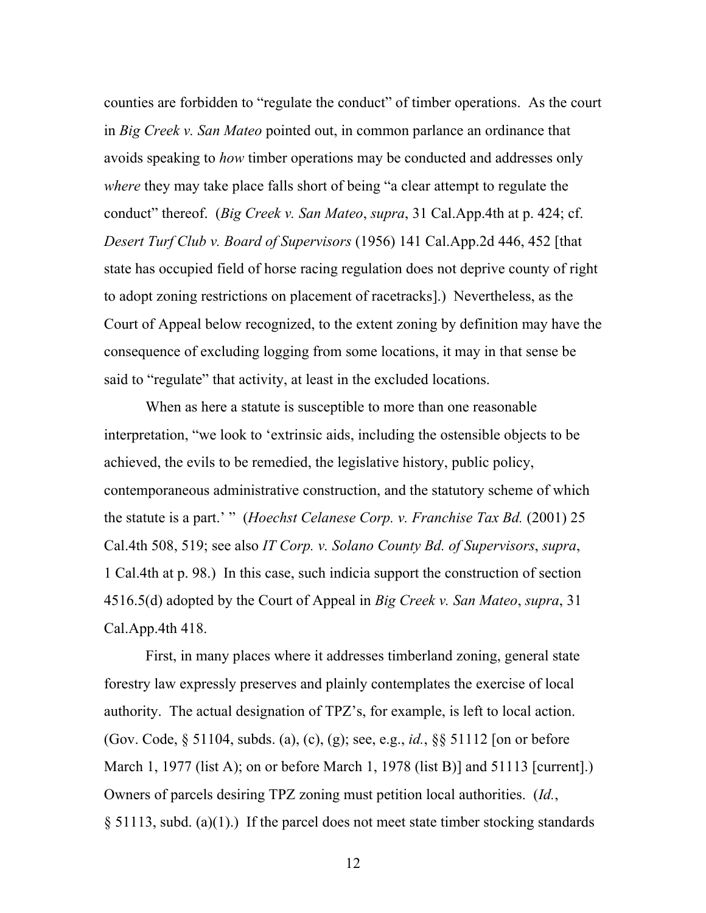counties are forbidden to "regulate the conduct" of timber operations. As the court in *Big Creek v. San Mateo* pointed out, in common parlance an ordinance that avoids speaking to *how* timber operations may be conducted and addresses only *where* they may take place falls short of being "a clear attempt to regulate the conduct" thereof. (*Big Creek v. San Mateo*, *supra*, 31 Cal.App.4th at p. 424; cf. *Desert Turf Club v. Board of Supervisors* (1956) 141 Cal.App.2d 446, 452 [that state has occupied field of horse racing regulation does not deprive county of right to adopt zoning restrictions on placement of racetracks].) Nevertheless, as the Court of Appeal below recognized, to the extent zoning by definition may have the consequence of excluding logging from some locations, it may in that sense be said to "regulate" that activity, at least in the excluded locations.

When as here a statute is susceptible to more than one reasonable interpretation, "we look to 'extrinsic aids, including the ostensible objects to be achieved, the evils to be remedied, the legislative history, public policy, contemporaneous administrative construction, and the statutory scheme of which the statute is a part.' " (*Hoechst Celanese Corp. v. Franchise Tax Bd.* (2001) 25 Cal.4th 508, 519; see also *IT Corp. v. Solano County Bd. of Supervisors*, *supra*, 1 Cal.4th at p. 98.) In this case, such indicia support the construction of section 4516.5(d) adopted by the Court of Appeal in *Big Creek v. San Mateo*, *supra*, 31 Cal.App.4th 418.

First, in many places where it addresses timberland zoning, general state forestry law expressly preserves and plainly contemplates the exercise of local authority. The actual designation of TPZ's, for example, is left to local action. (Gov. Code, § 51104, subds. (a), (c), (g); see, e.g., *id.*, §§ 51112 [on or before March 1, 1977 (list A); on or before March 1, 1978 (list B)] and 51113 [current].) Owners of parcels desiring TPZ zoning must petition local authorities. (*Id.*, § 51113, subd. (a)(1).) If the parcel does not meet state timber stocking standards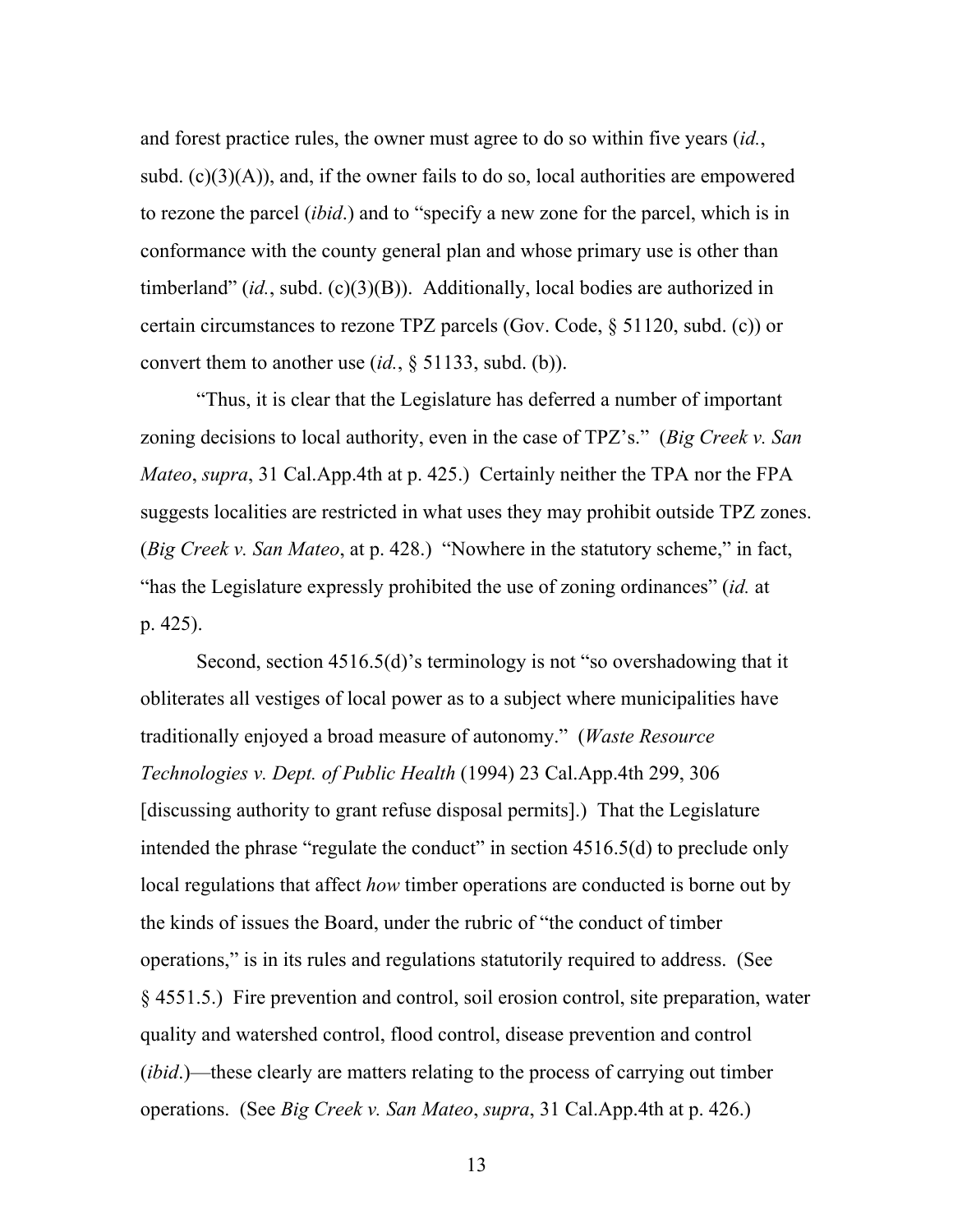and forest practice rules, the owner must agree to do so within five years (*id.*, subd. (c)(3)(A)), and, if the owner fails to do so, local authorities are empowered to rezone the parcel (*ibid*.) and to "specify a new zone for the parcel, which is in conformance with the county general plan and whose primary use is other than timberland" (*id.*, subd. (c)(3)(B)). Additionally, local bodies are authorized in certain circumstances to rezone TPZ parcels (Gov. Code, § 51120, subd. (c)) or convert them to another use (*id.*, § 51133, subd. (b)).

"Thus, it is clear that the Legislature has deferred a number of important zoning decisions to local authority, even in the case of TPZ's." (*Big Creek v. San Mateo*, *supra*, 31 Cal.App.4th at p. 425.) Certainly neither the TPA nor the FPA suggests localities are restricted in what uses they may prohibit outside TPZ zones. (*Big Creek v. San Mateo*, at p. 428.) "Nowhere in the statutory scheme," in fact, "has the Legislature expressly prohibited the use of zoning ordinances" (*id.* at p. 425).

Second, section 4516.5(d)'s terminology is not "so overshadowing that it obliterates all vestiges of local power as to a subject where municipalities have traditionally enjoyed a broad measure of autonomy." (*Waste Resource Technologies v. Dept. of Public Health* (1994) 23 Cal.App.4th 299, 306 [discussing authority to grant refuse disposal permits].) That the Legislature intended the phrase "regulate the conduct" in section 4516.5(d) to preclude only local regulations that affect *how* timber operations are conducted is borne out by the kinds of issues the Board, under the rubric of "the conduct of timber operations," is in its rules and regulations statutorily required to address. (See § 4551.5.) Fire prevention and control, soil erosion control, site preparation, water quality and watershed control, flood control, disease prevention and control (*ibid*.)—these clearly are matters relating to the process of carrying out timber operations. (See *Big Creek v. San Mateo*, *supra*, 31 Cal.App.4th at p. 426.)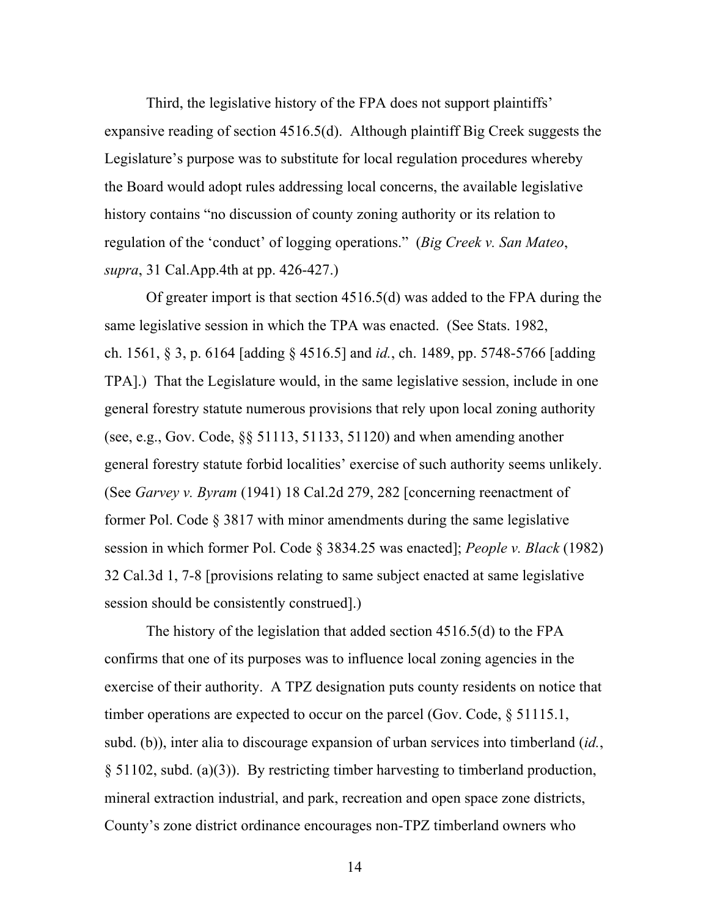Third, the legislative history of the FPA does not support plaintiffs' expansive reading of section 4516.5(d). Although plaintiff Big Creek suggests the Legislature's purpose was to substitute for local regulation procedures whereby the Board would adopt rules addressing local concerns, the available legislative history contains "no discussion of county zoning authority or its relation to regulation of the 'conduct' of logging operations." (*Big Creek v. San Mateo*, *supra*, 31 Cal.App.4th at pp. 426-427.)

Of greater import is that section 4516.5(d) was added to the FPA during the same legislative session in which the TPA was enacted. (See Stats. 1982, ch. 1561, § 3, p. 6164 [adding § 4516.5] and *id.*, ch. 1489, pp. 5748-5766 [adding TPA].) That the Legislature would, in the same legislative session, include in one general forestry statute numerous provisions that rely upon local zoning authority (see, e.g., Gov. Code, §§ 51113, 51133, 51120) and when amending another general forestry statute forbid localities' exercise of such authority seems unlikely. (See *Garvey v. Byram* (1941) 18 Cal.2d 279, 282 [concerning reenactment of former Pol. Code § 3817 with minor amendments during the same legislative session in which former Pol. Code § 3834.25 was enacted]; *People v. Black* (1982) 32 Cal.3d 1, 7-8 [provisions relating to same subject enacted at same legislative session should be consistently construed].)

The history of the legislation that added section 4516.5(d) to the FPA confirms that one of its purposes was to influence local zoning agencies in the exercise of their authority. A TPZ designation puts county residents on notice that timber operations are expected to occur on the parcel (Gov. Code, § 51115.1, subd. (b)), inter alia to discourage expansion of urban services into timberland (*id.*, § 51102, subd. (a)(3)). By restricting timber harvesting to timberland production, mineral extraction industrial, and park, recreation and open space zone districts, County's zone district ordinance encourages non-TPZ timberland owners who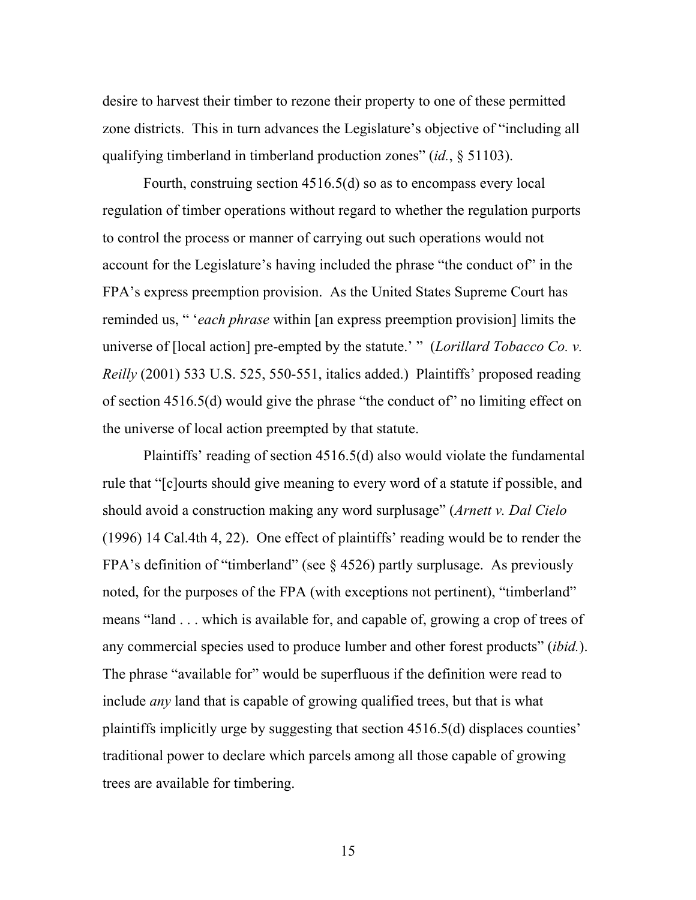desire to harvest their timber to rezone their property to one of these permitted zone districts. This in turn advances the Legislature's objective of "including all qualifying timberland in timberland production zones" (*id.*, § 51103).

Fourth, construing section 4516.5(d) so as to encompass every local regulation of timber operations without regard to whether the regulation purports to control the process or manner of carrying out such operations would not account for the Legislature's having included the phrase "the conduct of" in the FPA's express preemption provision. As the United States Supreme Court has reminded us, " '*each phrase* within [an express preemption provision] limits the universe of [local action] pre-empted by the statute.' " (*Lorillard Tobacco Co. v. Reilly* (2001) 533 U.S. 525, 550-551, italics added.) Plaintiffs' proposed reading of section 4516.5(d) would give the phrase "the conduct of" no limiting effect on the universe of local action preempted by that statute.

Plaintiffs' reading of section 4516.5(d) also would violate the fundamental rule that "[c]ourts should give meaning to every word of a statute if possible, and should avoid a construction making any word surplusage" (*Arnett v. Dal Cielo* (1996) 14 Cal.4th 4, 22). One effect of plaintiffs' reading would be to render the FPA's definition of "timberland" (see § 4526) partly surplusage. As previously noted, for the purposes of the FPA (with exceptions not pertinent), "timberland" means "land . . . which is available for, and capable of, growing a crop of trees of any commercial species used to produce lumber and other forest products" (*ibid.*). The phrase "available for" would be superfluous if the definition were read to include *any* land that is capable of growing qualified trees, but that is what plaintiffs implicitly urge by suggesting that section 4516.5(d) displaces counties' traditional power to declare which parcels among all those capable of growing trees are available for timbering.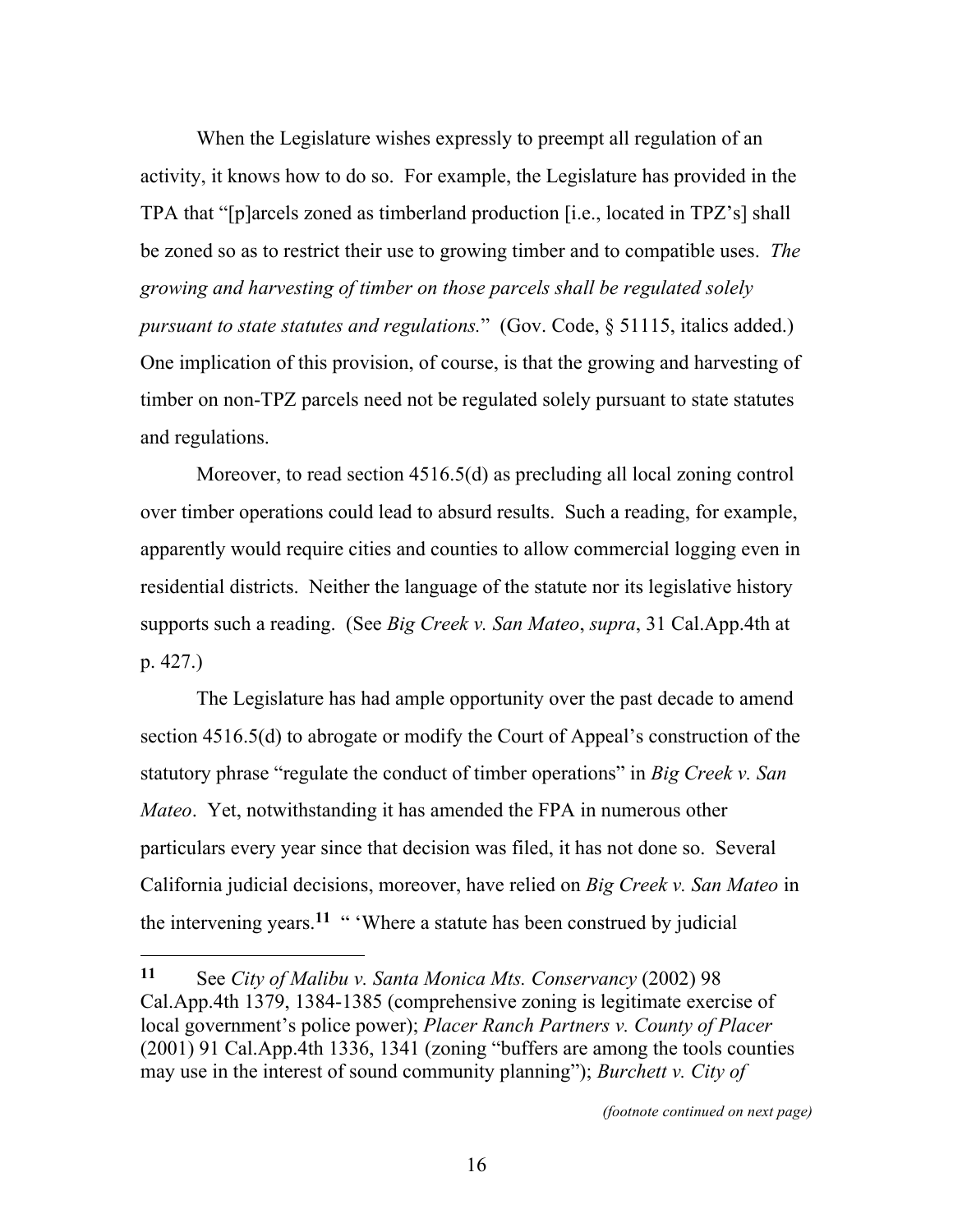When the Legislature wishes expressly to preempt all regulation of an activity, it knows how to do so. For example, the Legislature has provided in the TPA that "[p]arcels zoned as timberland production [i.e., located in TPZ's] shall be zoned so as to restrict their use to growing timber and to compatible uses. *The growing and harvesting of timber on those parcels shall be regulated solely pursuant to state statutes and regulations.*" (Gov. Code, § 51115, italics added.) One implication of this provision, of course, is that the growing and harvesting of timber on non-TPZ parcels need not be regulated solely pursuant to state statutes and regulations.

Moreover, to read section 4516.5(d) as precluding all local zoning control over timber operations could lead to absurd results. Such a reading, for example, apparently would require cities and counties to allow commercial logging even in residential districts. Neither the language of the statute nor its legislative history supports such a reading. (See *Big Creek v. San Mateo*, *supra*, 31 Cal.App.4th at p. 427.)

The Legislature has had ample opportunity over the past decade to amend section 4516.5(d) to abrogate or modify the Court of Appeal's construction of the statutory phrase "regulate the conduct of timber operations" in *Big Creek v. San Mateo*. Yet, notwithstanding it has amended the FPA in numerous other particulars every year since that decision was filed, it has not done so. Several California judicial decisions, moreover, have relied on *Big Creek v. San Mateo* in the intervening years.[11] " 'Where a statute has been construed by judicial

---

**11** See *City of Malibu v. Santa Monica Mts. Conservancy* (2002) 98 Cal.App.4th 1379, 1384-1385 (comprehensive zoning is legitimate exercise of local government's police power); *Placer Ranch Partners v. County of Placer* (2001) 91 Cal.App.4th 1336, 1341 (zoning "buffers are among the tools counties may use in the interest of sound community planning"); *Burchett v. City of*

*(footnote continued on next page)*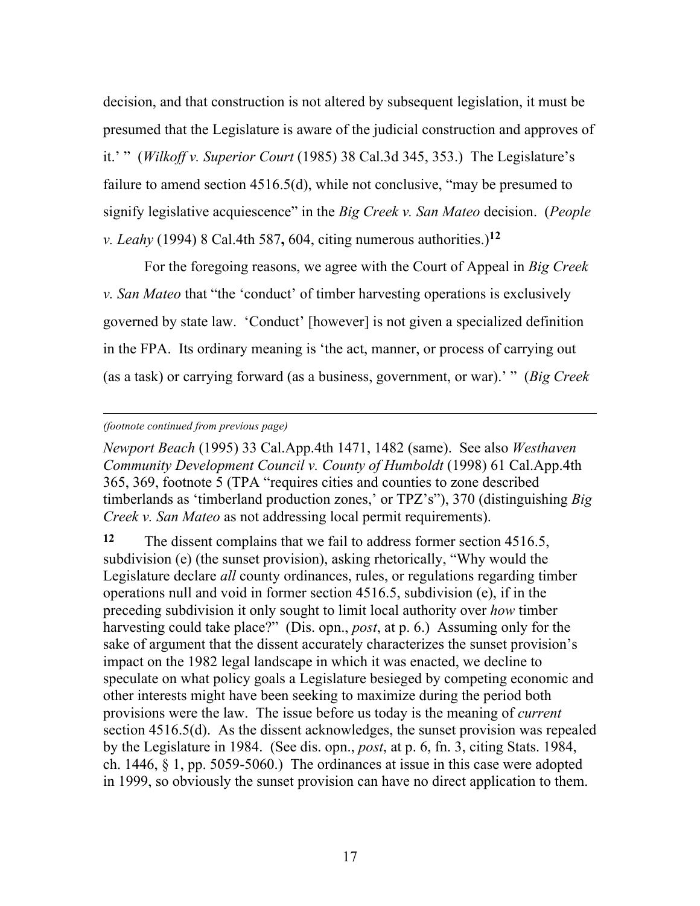decision, and that construction is not altered by subsequent legislation, it must be presumed that the Legislature is aware of the judicial construction and approves of it.' " (*Wilkoff v. Superior Court* (1985) 38 Cal.3d 345, 353.) The Legislature's failure to amend section 4516.5(d), while not conclusive, "may be presumed to signify legislative acquiescence" in the *Big Creek v. San Mateo* decision. (*People v. Leahy* (1994) 8 Cal.4th 587**,** 604, citing numerous authorities.)[12]

For the foregoing reasons, we agree with the Court of Appeal in *Big Creek v. San Mateo* that "the 'conduct' of timber harvesting operations is exclusively governed by state law. 'Conduct' [however] is not given a specialized definition in the FPA. Its ordinary meaning is 'the act, manner, or process of carrying out (as a task) or carrying forward (as a business, government, or war).' " (*Big Creek*

---

*(footnote continued from previous page)*

*Newport Beach* (1995) 33 Cal.App.4th 1471, 1482 (same). See also *Westhaven Community Development Council v. County of Humboldt* (1998) 61 Cal.App.4th 365, 369, footnote 5 (TPA "requires cities and counties to zone described timberlands as 'timberland production zones,' or TPZ's"), 370 (distinguishing *Big Creek v. San Mateo* as not addressing local permit requirements).

**12** The dissent complains that we fail to address former section 4516.5, subdivision (e) (the sunset provision), asking rhetorically, "Why would the Legislature declare *all* county ordinances, rules, or regulations regarding timber operations null and void in former section 4516.5, subdivision (e), if in the preceding subdivision it only sought to limit local authority over *how* timber harvesting could take place?" (Dis. opn., *post*, at p. 6.) Assuming only for the sake of argument that the dissent accurately characterizes the sunset provision's impact on the 1982 legal landscape in which it was enacted, we decline to speculate on what policy goals a Legislature besieged by competing economic and other interests might have been seeking to maximize during the period both provisions were the law. The issue before us today is the meaning of *current* section 4516.5(d). As the dissent acknowledges, the sunset provision was repealed by the Legislature in 1984. (See dis. opn., *post*, at p. 6, fn. 3, citing Stats. 1984, ch. 1446, § 1, pp. 5059-5060.) The ordinances at issue in this case were adopted in 1999, so obviously the sunset provision can have no direct application to them.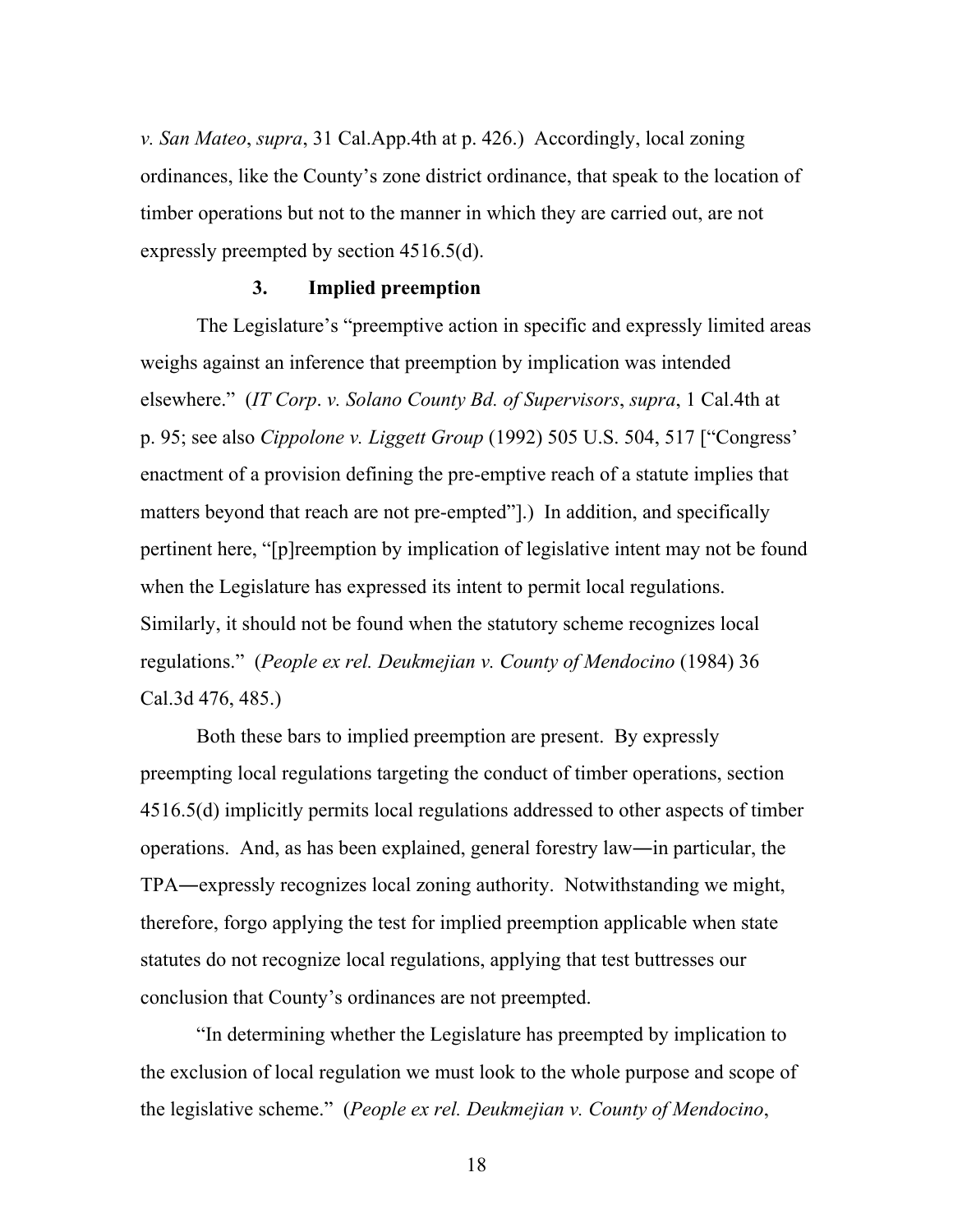*v. San Mateo*, *supra*, 31 Cal.App.4th at p. 426.) Accordingly, local zoning ordinances, like the County's zone district ordinance, that speak to the location of timber operations but not to the manner in which they are carried out, are not expressly preempted by section 4516.5(d).

### 3. Implied preemption

The Legislature's "preemptive action in specific and expressly limited areas weighs against an inference that preemption by implication was intended elsewhere." (*IT Corp. v. Solano County Bd. of Supervisors*, *supra*, 1 Cal.4th at p. 95; see also *Cippolone v. Liggett Group* (1992) 505 U.S. 504, 517 ["Congress' enactment of a provision defining the pre-emptive reach of a statute implies that matters beyond that reach are not pre-empted"].) In addition, and specifically pertinent here, "[p]reemption by implication of legislative intent may not be found when the Legislature has expressed its intent to permit local regulations. Similarly, it should not be found when the statutory scheme recognizes local regulations." (*People ex rel. Deukmejian v. County of Mendocino* (1984) 36 Cal.3d 476, 485.)

Both these bars to implied preemption are present. By expressly preempting local regulations targeting the conduct of timber operations, section 4516.5(d) implicitly permits local regulations addressed to other aspects of timber operations. And, as has been explained, general forestry law―in particular, the TPA―expressly recognizes local zoning authority. Notwithstanding we might, therefore, forgo applying the test for implied preemption applicable when state statutes do not recognize local regulations, applying that test buttresses our conclusion that County's ordinances are not preempted.

"In determining whether the Legislature has preempted by implication to the exclusion of local regulation we must look to the whole purpose and scope of the legislative scheme." (*People ex rel. Deukmejian v. County of Mendocino*,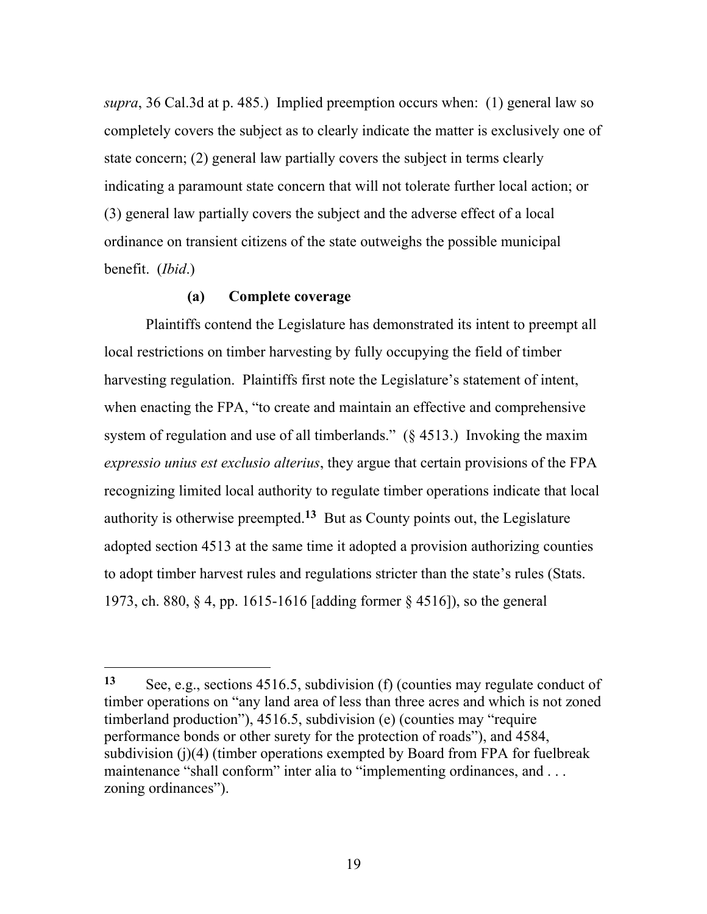*supra*, 36 Cal.3d at p. 485.) Implied preemption occurs when: (1) general law so completely covers the subject as to clearly indicate the matter is exclusively one of state concern; (2) general law partially covers the subject in terms clearly indicating a paramount state concern that will not tolerate further local action; or (3) general law partially covers the subject and the adverse effect of a local ordinance on transient citizens of the state outweighs the possible municipal benefit. (*Ibid*.)

**(a) Complete coverage**

Plaintiffs contend the Legislature has demonstrated its intent to preempt all local restrictions on timber harvesting by fully occupying the field of timber harvesting regulation. Plaintiffs first note the Legislature's statement of intent, when enacting the FPA, "to create and maintain an effective and comprehensive system of regulation and use of all timberlands." (§ 4513.) Invoking the maxim *expressio unius est exclusio alterius*, they argue that certain provisions of the FPA recognizing limited local authority to regulate timber operations indicate that local authority is otherwise preempted.[13] But as County points out, the Legislature adopted section 4513 at the same time it adopted a provision authorizing counties to adopt timber harvest rules and regulations stricter than the state's rules (Stats. 1973, ch. 880, § 4, pp. 1615-1616 [adding former § 4516]), so the general

---

**13** See, e.g., sections 4516.5, subdivision (f) (counties may regulate conduct of timber operations on "any land area of less than three acres and which is not zoned timberland production"), 4516.5, subdivision (e) (counties may "require performance bonds or other surety for the protection of roads"), and 4584, subdivision (j)(4) (timber operations exempted by Board from FPA for fuelbreak maintenance "shall conform" inter alia to "implementing ordinances, and . . . zoning ordinances").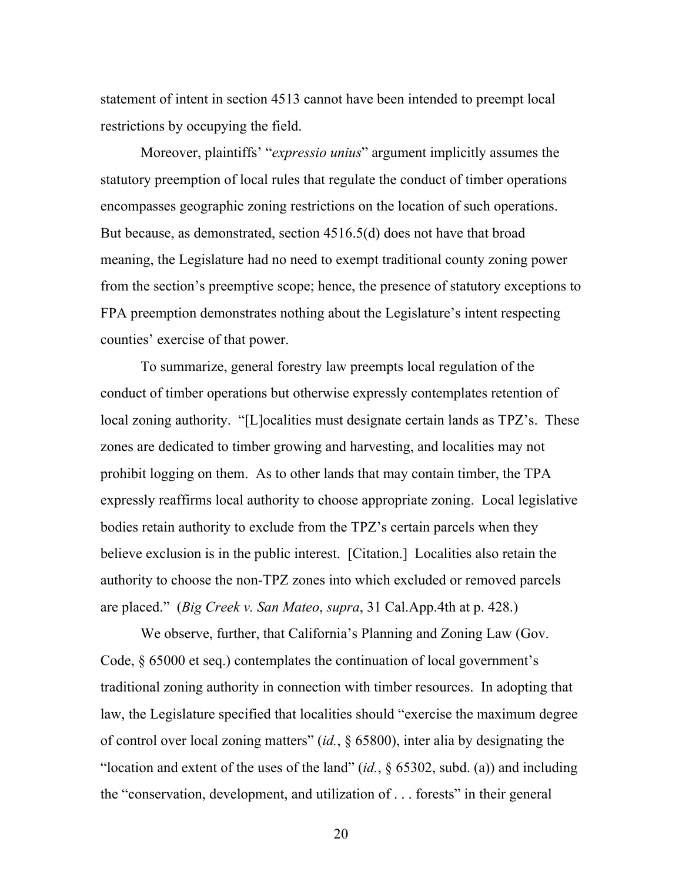statement of intent in section 4513 cannot have been intended to preempt local restrictions by occupying the field.

Moreover, plaintiffs' "*expressio unius*" argument implicitly assumes the statutory preemption of local rules that regulate the conduct of timber operations encompasses geographic zoning restrictions on the location of such operations. But because, as demonstrated, section 4516.5(d) does not have that broad meaning, the Legislature had no need to exempt traditional county zoning power from the section's preemptive scope; hence, the presence of statutory exceptions to FPA preemption demonstrates nothing about the Legislature's intent respecting counties' exercise of that power.

To summarize, general forestry law preempts local regulation of the conduct of timber operations but otherwise expressly contemplates retention of local zoning authority. "[L]ocalities must designate certain lands as TPZ's. These zones are dedicated to timber growing and harvesting, and localities may not prohibit logging on them. As to other lands that may contain timber, the TPA expressly reaffirms local authority to choose appropriate zoning. Local legislative bodies retain authority to exclude from the TPZ's certain parcels when they believe exclusion is in the public interest. [Citation.] Localities also retain the authority to choose the non-TPZ zones into which excluded or removed parcels are placed." (*Big Creek v. San Mateo*, *supra*, 31 Cal.App.4th at p. 428.)

We observe, further, that California's Planning and Zoning Law (Gov. Code, § 65000 et seq.) contemplates the continuation of local government's traditional zoning authority in connection with timber resources. In adopting that law, the Legislature specified that localities should "exercise the maximum degree of control over local zoning matters" (*id.*, § 65800), inter alia by designating the "location and extent of the uses of the land" (*id.*, § 65302, subd. (a)) and including the "conservation, development, and utilization of . . . forests" in their general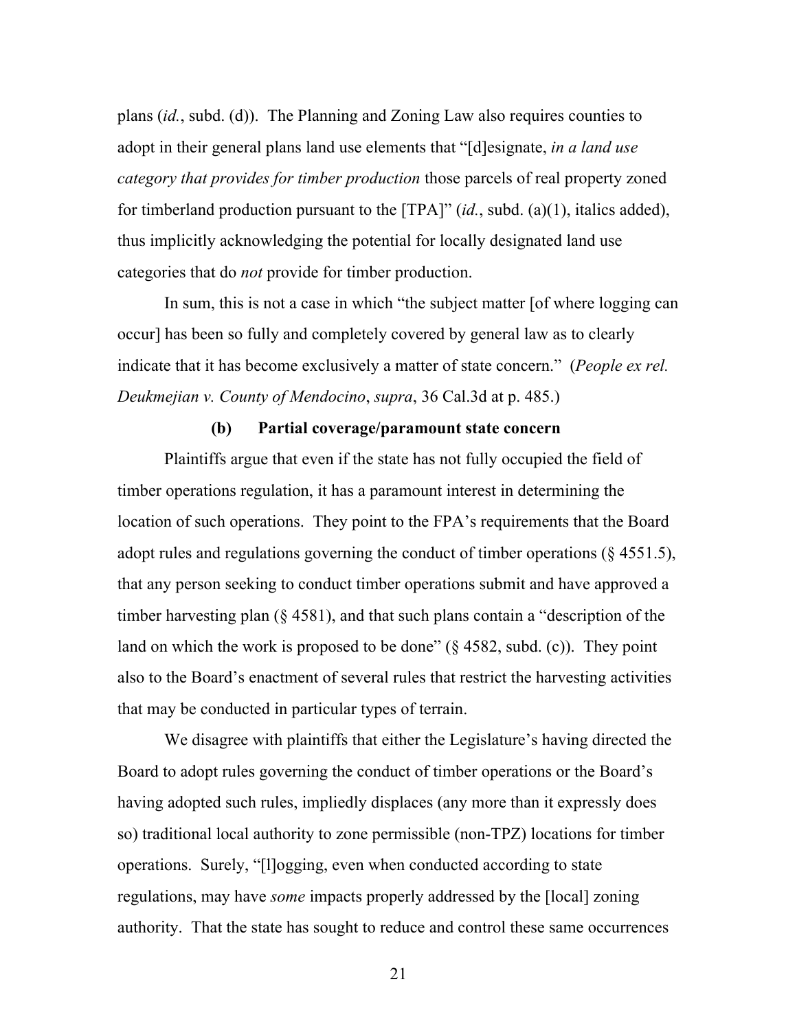plans (*id.*, subd. (d)). The Planning and Zoning Law also requires counties to adopt in their general plans land use elements that "[d]esignate, *in a land use category that provides for timber production* those parcels of real property zoned for timberland production pursuant to the [TPA]" (*id.*, subd. (a)(1), italics added), thus implicitly acknowledging the potential for locally designated land use categories that do *not* provide for timber production.

In sum, this is not a case in which "the subject matter [of where logging can occur] has been so fully and completely covered by general law as to clearly indicate that it has become exclusively a matter of state concern." (*People ex rel. Deukmejian v. County of Mendocino*, *supra*, 36 Cal.3d at p. 485.)

**(b) Partial coverage/paramount state concern**

Plaintiffs argue that even if the state has not fully occupied the field of timber operations regulation, it has a paramount interest in determining the location of such operations. They point to the FPA's requirements that the Board adopt rules and regulations governing the conduct of timber operations (§ 4551.5), that any person seeking to conduct timber operations submit and have approved a timber harvesting plan (§ 4581), and that such plans contain a "description of the land on which the work is proposed to be done" (§ 4582, subd. (c)). They point also to the Board's enactment of several rules that restrict the harvesting activities that may be conducted in particular types of terrain.

We disagree with plaintiffs that either the Legislature's having directed the Board to adopt rules governing the conduct of timber operations or the Board's having adopted such rules, impliedly displaces (any more than it expressly does so) traditional local authority to zone permissible (non-TPZ) locations for timber operations. Surely, "[l]ogging, even when conducted according to state regulations, may have *some* impacts properly addressed by the [local] zoning authority. That the state has sought to reduce and control these same occurrences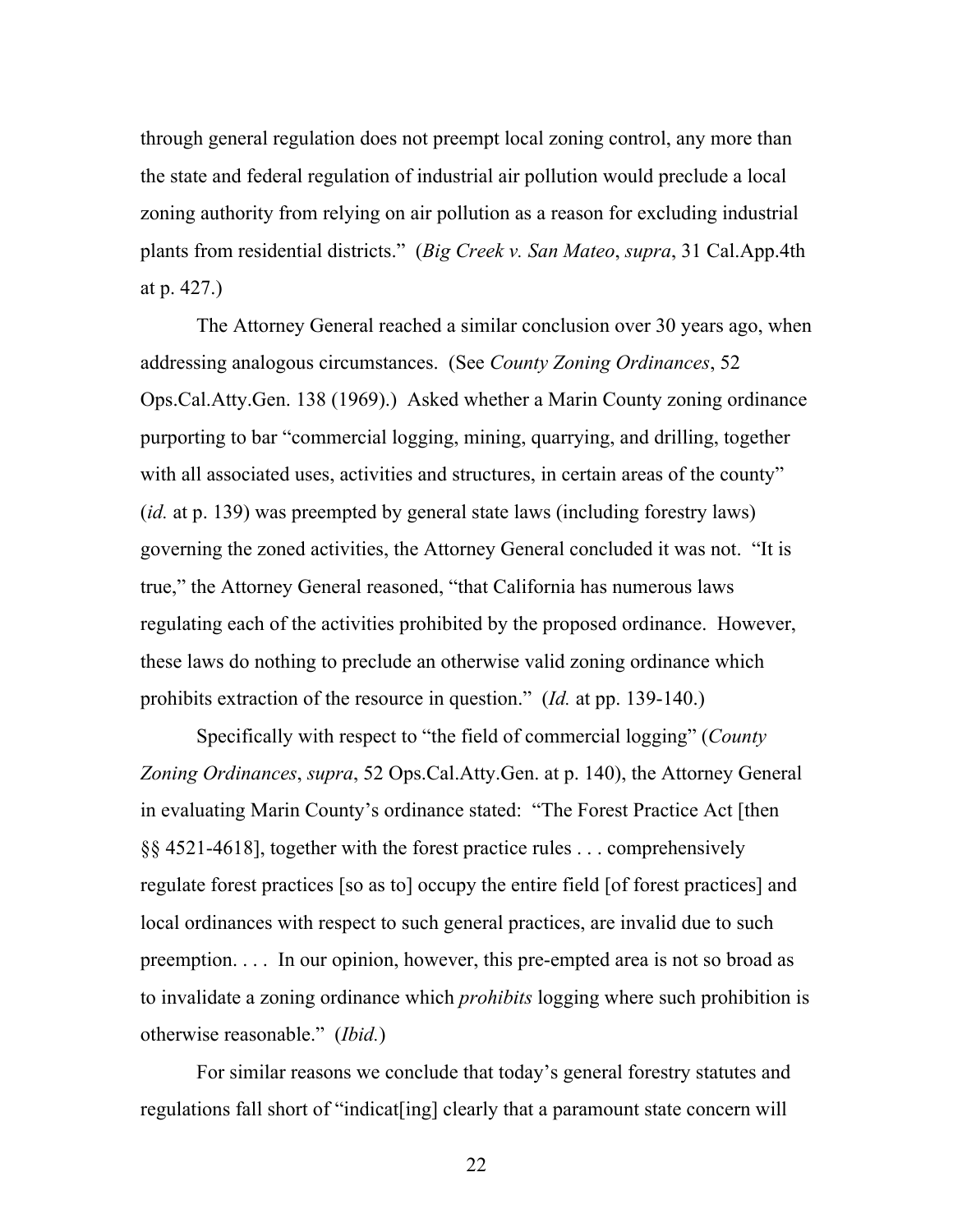through general regulation does not preempt local zoning control, any more than the state and federal regulation of industrial air pollution would preclude a local zoning authority from relying on air pollution as a reason for excluding industrial plants from residential districts." (*Big Creek v. San Mateo*, *supra*, 31 Cal.App.4th at p. 427.)

The Attorney General reached a similar conclusion over 30 years ago, when addressing analogous circumstances. (See *County Zoning Ordinances*, 52 Ops.Cal.Atty.Gen. 138 (1969).) Asked whether a Marin County zoning ordinance purporting to bar "commercial logging, mining, quarrying, and drilling, together with all associated uses, activities and structures, in certain areas of the county" (*id.* at p. 139) was preempted by general state laws (including forestry laws) governing the zoned activities, the Attorney General concluded it was not. "It is true," the Attorney General reasoned, "that California has numerous laws regulating each of the activities prohibited by the proposed ordinance. However, these laws do nothing to preclude an otherwise valid zoning ordinance which prohibits extraction of the resource in question." (*Id.* at pp. 139-140.)

Specifically with respect to "the field of commercial logging" (*County Zoning Ordinances*, *supra*, 52 Ops.Cal.Atty.Gen. at p. 140), the Attorney General in evaluating Marin County's ordinance stated: "The Forest Practice Act [then §§ 4521-4618], together with the forest practice rules . . . comprehensively regulate forest practices [so as to] occupy the entire field [of forest practices] and local ordinances with respect to such general practices, are invalid due to such preemption. . . . In our opinion, however, this pre-empted area is not so broad as to invalidate a zoning ordinance which *prohibits* logging where such prohibition is otherwise reasonable." (*Ibid.*)

For similar reasons we conclude that today's general forestry statutes and regulations fall short of "indicat[ing] clearly that a paramount state concern will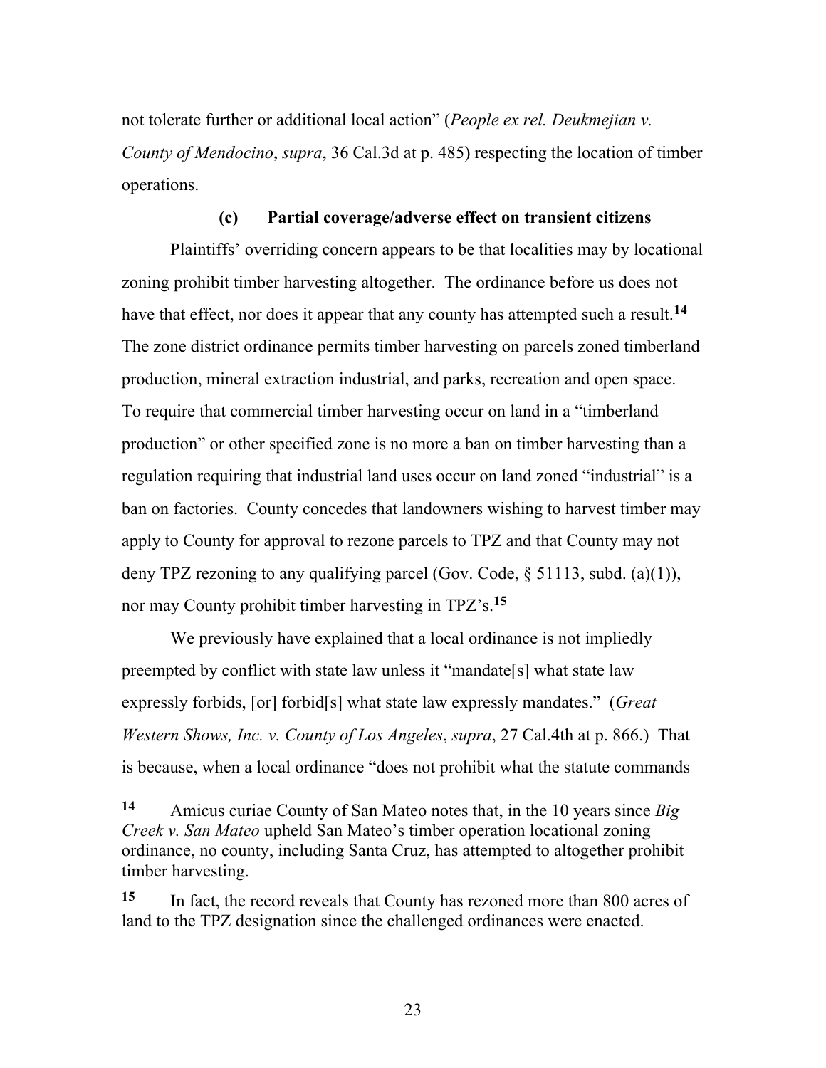not tolerate further or additional local action" (*People ex rel. Deukmejian v. County of Mendocino*, *supra*, 36 Cal.3d at p. 485) respecting the location of timber operations.

#### (c) Partial coverage/adverse effect on transient citizens

Plaintiffs' overriding concern appears to be that localities may by locational zoning prohibit timber harvesting altogether. The ordinance before us does not have that effect, nor does it appear that any county has attempted such a result.[14] The zone district ordinance permits timber harvesting on parcels zoned timberland production, mineral extraction industrial, and parks, recreation and open space. To require that commercial timber harvesting occur on land in a "timberland production" or other specified zone is no more a ban on timber harvesting than a regulation requiring that industrial land uses occur on land zoned "industrial" is a ban on factories. County concedes that landowners wishing to harvest timber may apply to County for approval to rezone parcels to TPZ and that County may not deny TPZ rezoning to any qualifying parcel (Gov. Code, § 51113, subd. (a)(1)), nor may County prohibit timber harvesting in TPZ's.[15]

We previously have explained that a local ordinance is not impliedly preempted by conflict with state law unless it "mandate[s] what state law expressly forbids, [or] forbid[s] what state law expressly mandates." (*Great Western Shows, Inc. v. County of Los Angeles*, *supra*, 27 Cal.4th at p. 866.) That is because, when a local ordinance "does not prohibit what the statute commands

---

[14] Amicus curiae County of San Mateo notes that, in the 10 years since *Big Creek v. San Mateo* upheld San Mateo's timber operation locational zoning ordinance, no county, including Santa Cruz, has attempted to altogether prohibit timber harvesting.

[15] In fact, the record reveals that County has rezoned more than 800 acres of land to the TPZ designation since the challenged ordinances were enacted.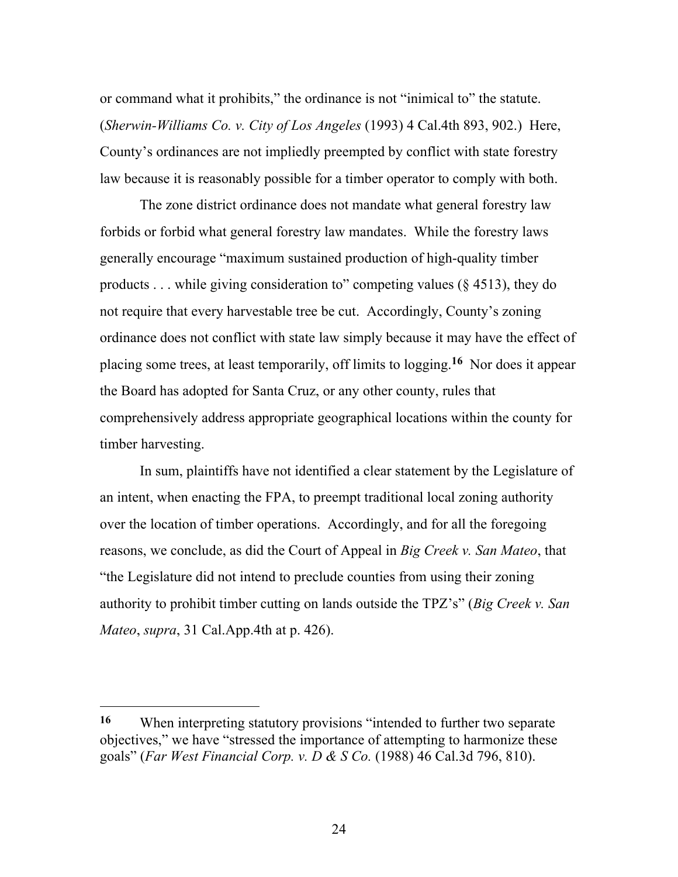or command what it prohibits," the ordinance is not "inimical to" the statute. (*Sherwin-Williams Co. v. City of Los Angeles* (1993) 4 Cal.4th 893, 902.) Here, County's ordinances are not impliedly preempted by conflict with state forestry law because it is reasonably possible for a timber operator to comply with both.

The zone district ordinance does not mandate what general forestry law forbids or forbid what general forestry law mandates. While the forestry laws generally encourage "maximum sustained production of high-quality timber products . . . while giving consideration to" competing values (§ 4513), they do not require that every harvestable tree be cut. Accordingly, County's zoning ordinance does not conflict with state law simply because it may have the effect of placing some trees, at least temporarily, off limits to logging.[16] Nor does it appear the Board has adopted for Santa Cruz, or any other county, rules that comprehensively address appropriate geographical locations within the county for timber harvesting.

In sum, plaintiffs have not identified a clear statement by the Legislature of an intent, when enacting the FPA, to preempt traditional local zoning authority over the location of timber operations. Accordingly, and for all the foregoing reasons, we conclude, as did the Court of Appeal in *Big Creek v. San Mateo*, that "the Legislature did not intend to preclude counties from using their zoning authority to prohibit timber cutting on lands outside the TPZ's" (*Big Creek v. San Mateo*, *supra*, 31 Cal.App.4th at p. 426).

---

**16** When interpreting statutory provisions "intended to further two separate objectives," we have "stressed the importance of attempting to harmonize these goals" (*Far West Financial Corp. v. D & S Co.* (1988) 46 Cal.3d 796, 810).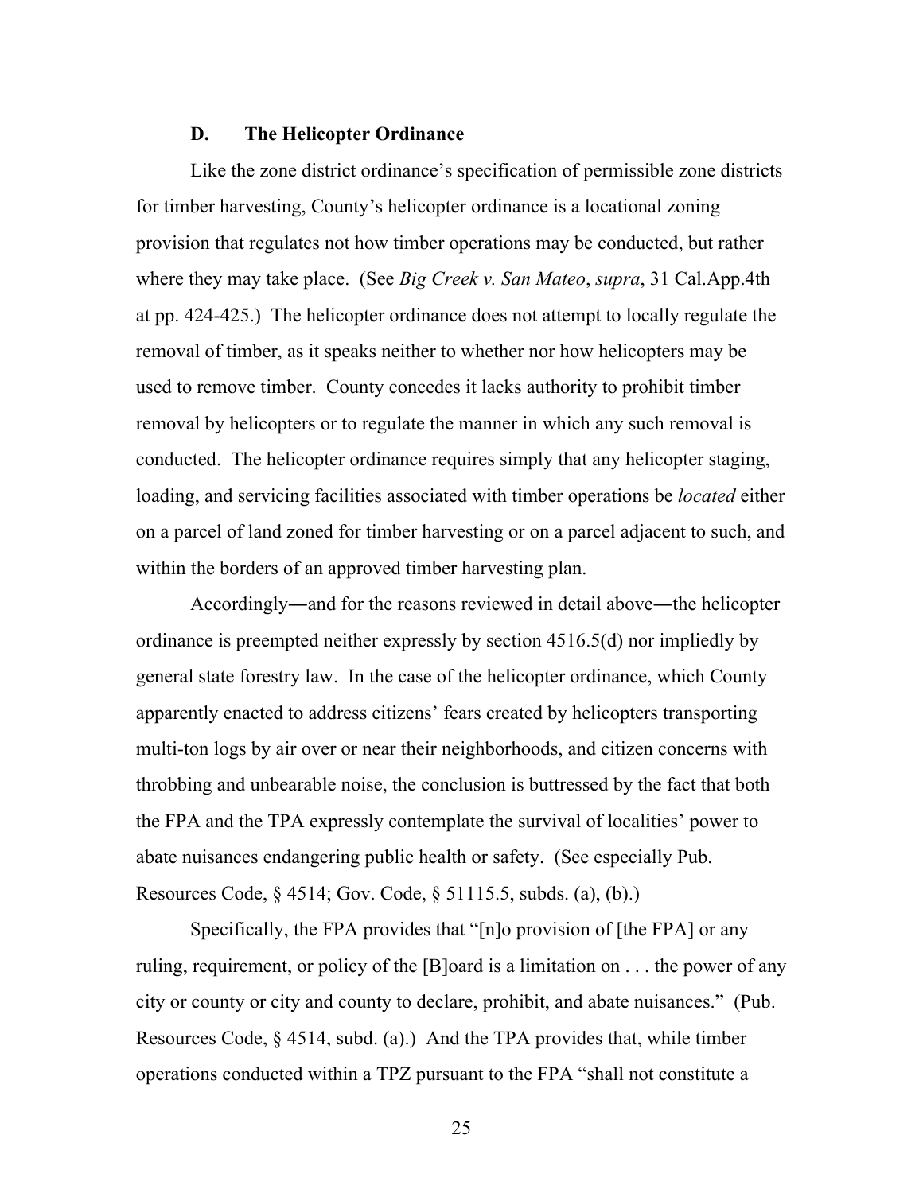### D. The Helicopter Ordinance

Like the zone district ordinance's specification of permissible zone districts for timber harvesting, County's helicopter ordinance is a locational zoning provision that regulates not how timber operations may be conducted, but rather where they may take place. (See *Big Creek v. San Mateo*, *supra*, 31 Cal.App.4th at pp. 424-425.) The helicopter ordinance does not attempt to locally regulate the removal of timber, as it speaks neither to whether nor how helicopters may be used to remove timber. County concedes it lacks authority to prohibit timber removal by helicopters or to regulate the manner in which any such removal is conducted. The helicopter ordinance requires simply that any helicopter staging, loading, and servicing facilities associated with timber operations be *located* either on a parcel of land zoned for timber harvesting or on a parcel adjacent to such, and within the borders of an approved timber harvesting plan.

Accordingly―and for the reasons reviewed in detail above―the helicopter ordinance is preempted neither expressly by section 4516.5(d) nor impliedly by general state forestry law. In the case of the helicopter ordinance, which County apparently enacted to address citizens' fears created by helicopters transporting multi-ton logs by air over or near their neighborhoods, and citizen concerns with throbbing and unbearable noise, the conclusion is buttressed by the fact that both the FPA and the TPA expressly contemplate the survival of localities' power to abate nuisances endangering public health or safety. (See especially Pub. Resources Code, § 4514; Gov. Code, § 51115.5, subds. (a), (b).)

Specifically, the FPA provides that "[n]o provision of [the FPA] or any ruling, requirement, or policy of the [B]oard is a limitation on . . . the power of any city or county or city and county to declare, prohibit, and abate nuisances." (Pub. Resources Code, § 4514, subd. (a).) And the TPA provides that, while timber operations conducted within a TPZ pursuant to the FPA "shall not constitute a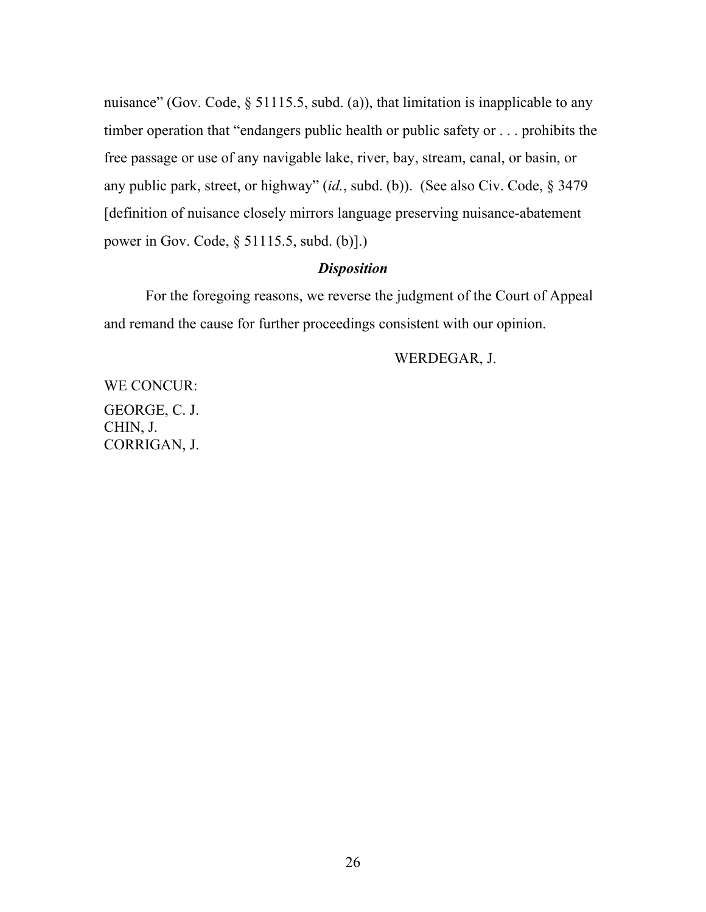nuisance" (Gov. Code, § 51115.5, subd. (a)), that limitation is inapplicable to any timber operation that "endangers public health or public safety or . . . prohibits the free passage or use of any navigable lake, river, bay, stream, canal, or basin, or any public park, street, or highway" (*id.*, subd. (b)). (See also Civ. Code, § 3479 [definition of nuisance closely mirrors language preserving nuisance-abatement power in Gov. Code, § 51115.5, subd. (b)].)

### ***Disposition***

For the foregoing reasons, we reverse the judgment of the Court of Appeal and remand the cause for further proceedings consistent with our opinion.

WERDEGAR, J.

WE CONCUR:

GEORGE, C. J.
CHIN, J.
CORRIGAN, J.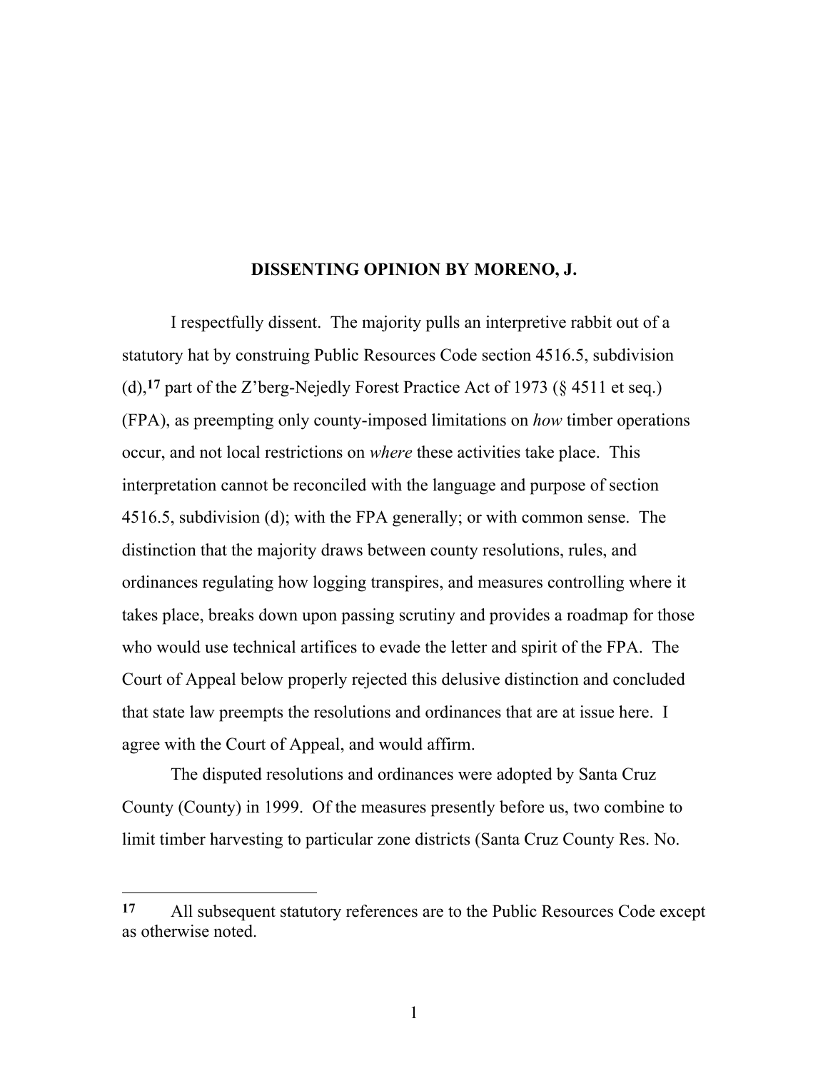**DISSENTING OPINION BY MORENO, J.**

I respectfully dissent. The majority pulls an interpretive rabbit out of a statutory hat by construing Public Resources Code section 4516.5, subdivision (d),[17] part of the Z'berg-Nejedly Forest Practice Act of 1973 (§ 4511 et seq.) (FPA), as preempting only county-imposed limitations on *how* timber operations occur, and not local restrictions on *where* these activities take place. This interpretation cannot be reconciled with the language and purpose of section 4516.5, subdivision (d); with the FPA generally; or with common sense. The distinction that the majority draws between county resolutions, rules, and ordinances regulating how logging transpires, and measures controlling where it takes place, breaks down upon passing scrutiny and provides a roadmap for those who would use technical artifices to evade the letter and spirit of the FPA. The Court of Appeal below properly rejected this delusive distinction and concluded that state law preempts the resolutions and ordinances that are at issue here. I agree with the Court of Appeal, and would affirm.

The disputed resolutions and ordinances were adopted by Santa Cruz County (County) in 1999. Of the measures presently before us, two combine to limit timber harvesting to particular zone districts (Santa Cruz County Res. No.

---

[17] All subsequent statutory references are to the Public Resources Code except as otherwise noted.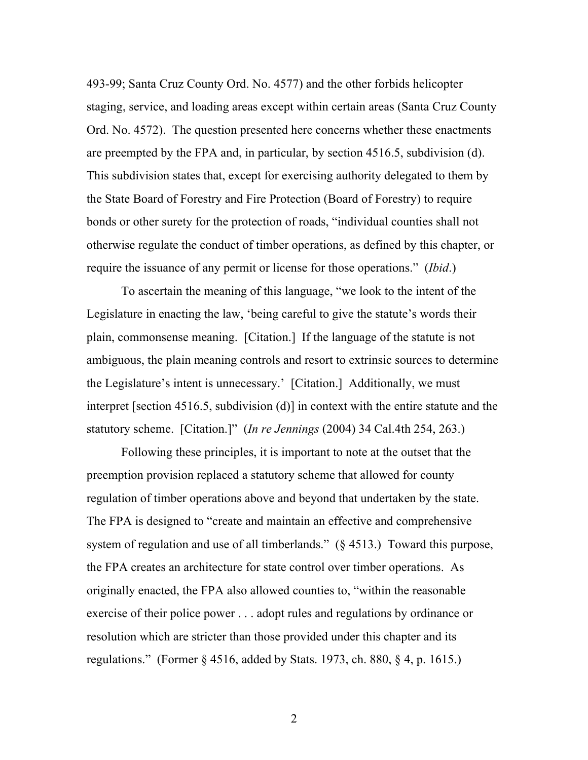493-99; Santa Cruz County Ord. No. 4577) and the other forbids helicopter staging, service, and loading areas except within certain areas (Santa Cruz County Ord. No. 4572). The question presented here concerns whether these enactments are preempted by the FPA and, in particular, by section 4516.5, subdivision (d). This subdivision states that, except for exercising authority delegated to them by the State Board of Forestry and Fire Protection (Board of Forestry) to require bonds or other surety for the protection of roads, "individual counties shall not otherwise regulate the conduct of timber operations, as defined by this chapter, or require the issuance of any permit or license for those operations." (*Ibid*.)

To ascertain the meaning of this language, "we look to the intent of the Legislature in enacting the law, 'being careful to give the statute's words their plain, commonsense meaning. [Citation.] If the language of the statute is not ambiguous, the plain meaning controls and resort to extrinsic sources to determine the Legislature's intent is unnecessary.' [Citation.] Additionally, we must interpret [section 4516.5, subdivision (d)] in context with the entire statute and the statutory scheme. [Citation.]" (*In re Jennings* (2004) 34 Cal.4th 254, 263.)

Following these principles, it is important to note at the outset that the preemption provision replaced a statutory scheme that allowed for county regulation of timber operations above and beyond that undertaken by the state. The FPA is designed to "create and maintain an effective and comprehensive system of regulation and use of all timberlands." (§ 4513.) Toward this purpose, the FPA creates an architecture for state control over timber operations. As originally enacted, the FPA also allowed counties to, "within the reasonable exercise of their police power . . . adopt rules and regulations by ordinance or resolution which are stricter than those provided under this chapter and its regulations." (Former § 4516, added by Stats. 1973, ch. 880, § 4, p. 1615.)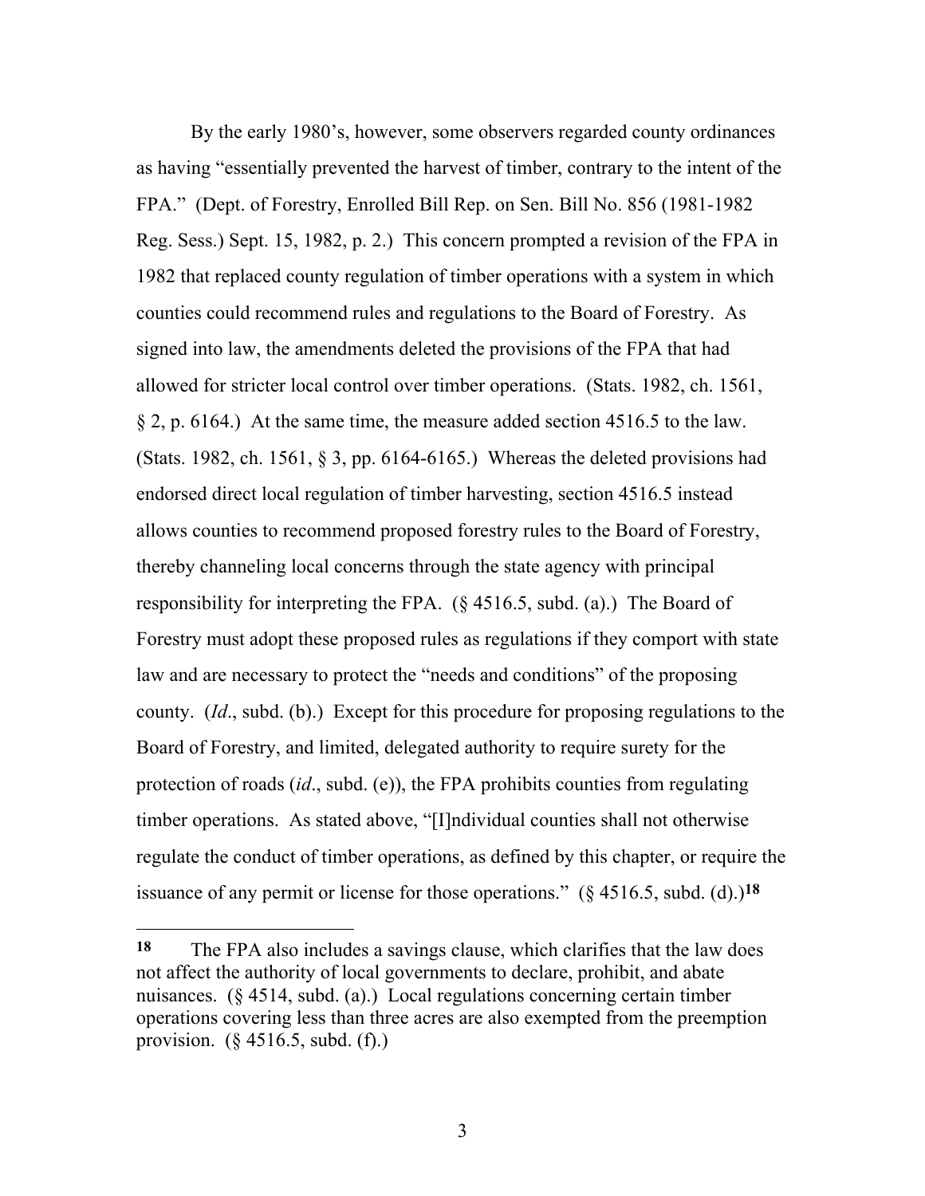By the early 1980's, however, some observers regarded county ordinances as having "essentially prevented the harvest of timber, contrary to the intent of the FPA." (Dept. of Forestry, Enrolled Bill Rep. on Sen. Bill No. 856 (1981-1982 Reg. Sess.) Sept. 15, 1982, p. 2.) This concern prompted a revision of the FPA in 1982 that replaced county regulation of timber operations with a system in which counties could recommend rules and regulations to the Board of Forestry. As signed into law, the amendments deleted the provisions of the FPA that had allowed for stricter local control over timber operations. (Stats. 1982, ch. 1561, § 2, p. 6164.) At the same time, the measure added section 4516.5 to the law. (Stats. 1982, ch. 1561, § 3, pp. 6164-6165.) Whereas the deleted provisions had endorsed direct local regulation of timber harvesting, section 4516.5 instead allows counties to recommend proposed forestry rules to the Board of Forestry, thereby channeling local concerns through the state agency with principal responsibility for interpreting the FPA. (§ 4516.5, subd. (a).) The Board of Forestry must adopt these proposed rules as regulations if they comport with state law and are necessary to protect the "needs and conditions" of the proposing county. (*Id*., subd. (b).) Except for this procedure for proposing regulations to the Board of Forestry, and limited, delegated authority to require surety for the protection of roads (*id*., subd. (e)), the FPA prohibits counties from regulating timber operations. As stated above, "[I]ndividual counties shall not otherwise regulate the conduct of timber operations, as defined by this chapter, or require the issuance of any permit or license for those operations." (§ 4516.5, subd. (d).)[18]

---

[18] The FPA also includes a savings clause, which clarifies that the law does not affect the authority of local governments to declare, prohibit, and abate nuisances. (§ 4514, subd. (a).) Local regulations concerning certain timber operations covering less than three acres are also exempted from the preemption provision. (§ 4516.5, subd. (f).)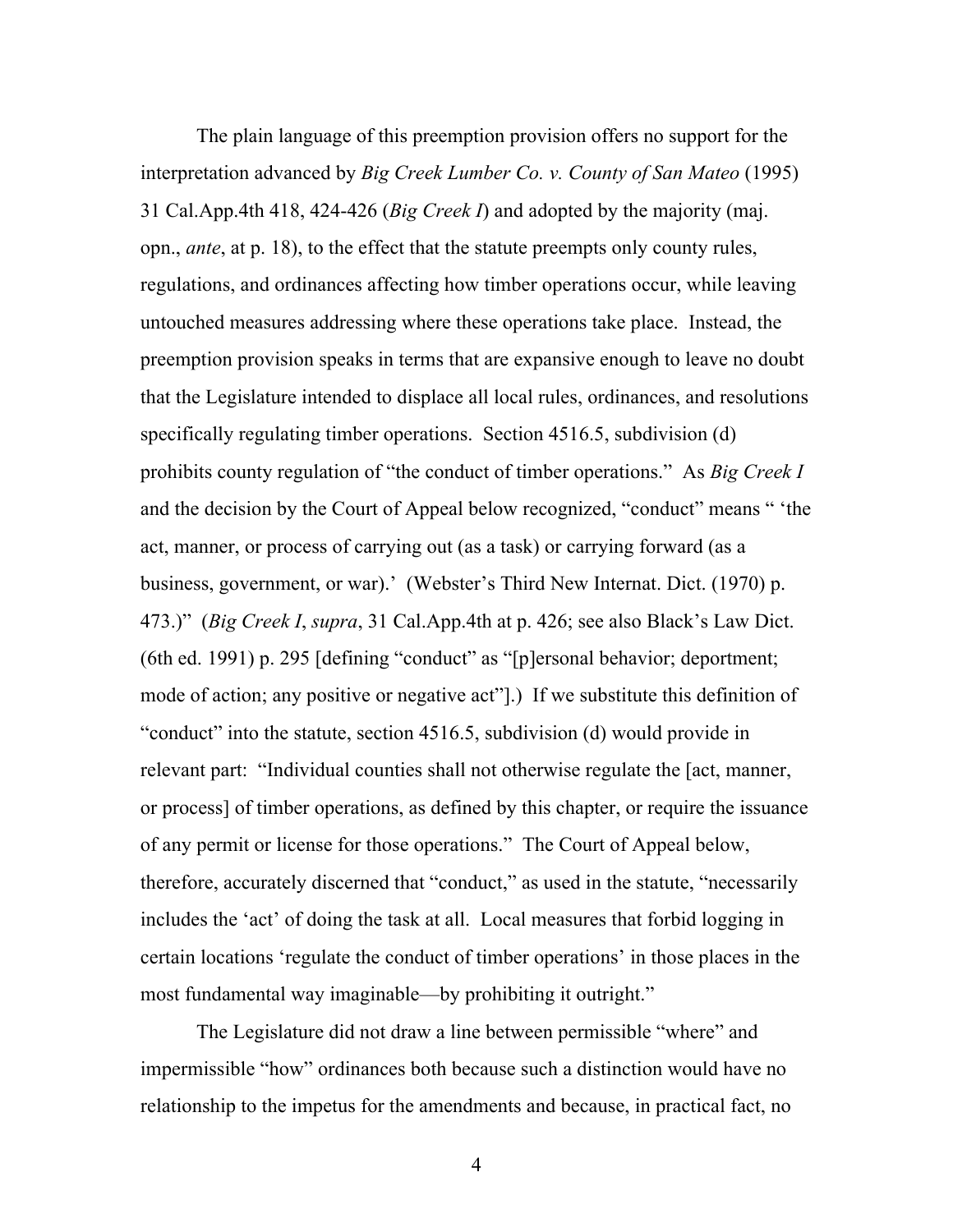The plain language of this preemption provision offers no support for the interpretation advanced by *Big Creek Lumber Co. v. County of San Mateo* (1995) 31 Cal.App.4th 418, 424-426 (*Big Creek I*) and adopted by the majority (maj. opn., *ante*, at p. 18), to the effect that the statute preempts only county rules, regulations, and ordinances affecting how timber operations occur, while leaving untouched measures addressing where these operations take place. Instead, the preemption provision speaks in terms that are expansive enough to leave no doubt that the Legislature intended to displace all local rules, ordinances, and resolutions specifically regulating timber operations. Section 4516.5, subdivision (d) prohibits county regulation of "the conduct of timber operations." As *Big Creek I* and the decision by the Court of Appeal below recognized, "conduct" means " 'the act, manner, or process of carrying out (as a task) or carrying forward (as a business, government, or war).' (Webster's Third New Internat. Dict. (1970) p. 473.)" (*Big Creek I*, *supra*, 31 Cal.App.4th at p. 426; see also Black's Law Dict. (6th ed. 1991) p. 295 [defining "conduct" as "[p]ersonal behavior; deportment; mode of action; any positive or negative act"].) If we substitute this definition of "conduct" into the statute, section 4516.5, subdivision (d) would provide in relevant part: "Individual counties shall not otherwise regulate the [act, manner, or process] of timber operations, as defined by this chapter, or require the issuance of any permit or license for those operations." The Court of Appeal below, therefore, accurately discerned that "conduct," as used in the statute, "necessarily includes the 'act' of doing the task at all. Local measures that forbid logging in certain locations 'regulate the conduct of timber operations' in those places in the most fundamental way imaginable—by prohibiting it outright."

The Legislature did not draw a line between permissible "where" and impermissible "how" ordinances both because such a distinction would have no relationship to the impetus for the amendments and because, in practical fact, no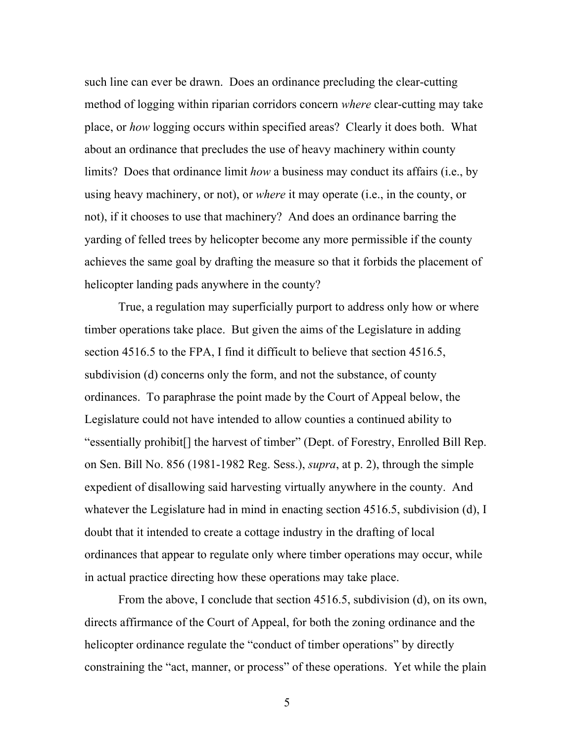such line can ever be drawn. Does an ordinance precluding the clear-cutting method of logging within riparian corridors concern *where* clear-cutting may take place, or *how* logging occurs within specified areas? Clearly it does both. What about an ordinance that precludes the use of heavy machinery within county limits? Does that ordinance limit *how* a business may conduct its affairs (i.e., by using heavy machinery, or not), or *where* it may operate (i.e., in the county, or not), if it chooses to use that machinery? And does an ordinance barring the yarding of felled trees by helicopter become any more permissible if the county achieves the same goal by drafting the measure so that it forbids the placement of helicopter landing pads anywhere in the county?

True, a regulation may superficially purport to address only how or where timber operations take place. But given the aims of the Legislature in adding section 4516.5 to the FPA, I find it difficult to believe that section 4516.5, subdivision (d) concerns only the form, and not the substance, of county ordinances. To paraphrase the point made by the Court of Appeal below, the Legislature could not have intended to allow counties a continued ability to "essentially prohibit[] the harvest of timber" (Dept. of Forestry, Enrolled Bill Rep. on Sen. Bill No. 856 (1981-1982 Reg. Sess.), *supra*, at p. 2), through the simple expedient of disallowing said harvesting virtually anywhere in the county. And whatever the Legislature had in mind in enacting section 4516.5, subdivision (d), I doubt that it intended to create a cottage industry in the drafting of local ordinances that appear to regulate only where timber operations may occur, while in actual practice directing how these operations may take place.

From the above, I conclude that section 4516.5, subdivision (d), on its own, directs affirmance of the Court of Appeal, for both the zoning ordinance and the helicopter ordinance regulate the "conduct of timber operations" by directly constraining the "act, manner, or process" of these operations. Yet while the plain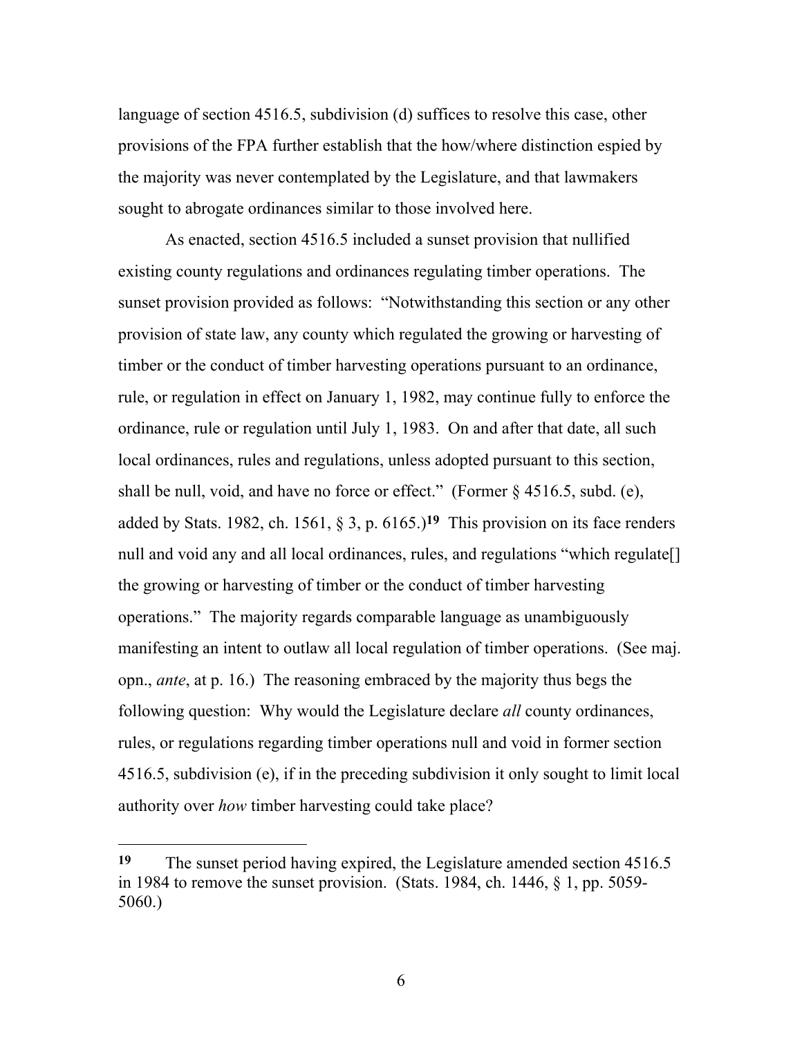language of section 4516.5, subdivision (d) suffices to resolve this case, other provisions of the FPA further establish that the how/where distinction espied by the majority was never contemplated by the Legislature, and that lawmakers sought to abrogate ordinances similar to those involved here.

As enacted, section 4516.5 included a sunset provision that nullified existing county regulations and ordinances regulating timber operations. The sunset provision provided as follows: "Notwithstanding this section or any other provision of state law, any county which regulated the growing or harvesting of timber or the conduct of timber harvesting operations pursuant to an ordinance, rule, or regulation in effect on January 1, 1982, may continue fully to enforce the ordinance, rule or regulation until July 1, 1983. On and after that date, all such local ordinances, rules and regulations, unless adopted pursuant to this section, shall be null, void, and have no force or effect." (Former § 4516.5, subd. (e), added by Stats. 1982, ch. 1561, § 3, p. 6165.)[19] This provision on its face renders null and void any and all local ordinances, rules, and regulations "which regulate[] the growing or harvesting of timber or the conduct of timber harvesting operations." The majority regards comparable language as unambiguously manifesting an intent to outlaw all local regulation of timber operations. (See maj. opn., *ante*, at p. 16.) The reasoning embraced by the majority thus begs the following question: Why would the Legislature declare *all* county ordinances, rules, or regulations regarding timber operations null and void in former section 4516.5, subdivision (e), if in the preceding subdivision it only sought to limit local authority over *how* timber harvesting could take place?

---

**19** The sunset period having expired, the Legislature amended section 4516.5 in 1984 to remove the sunset provision. (Stats. 1984, ch. 1446, § 1, pp. 5059-5060.)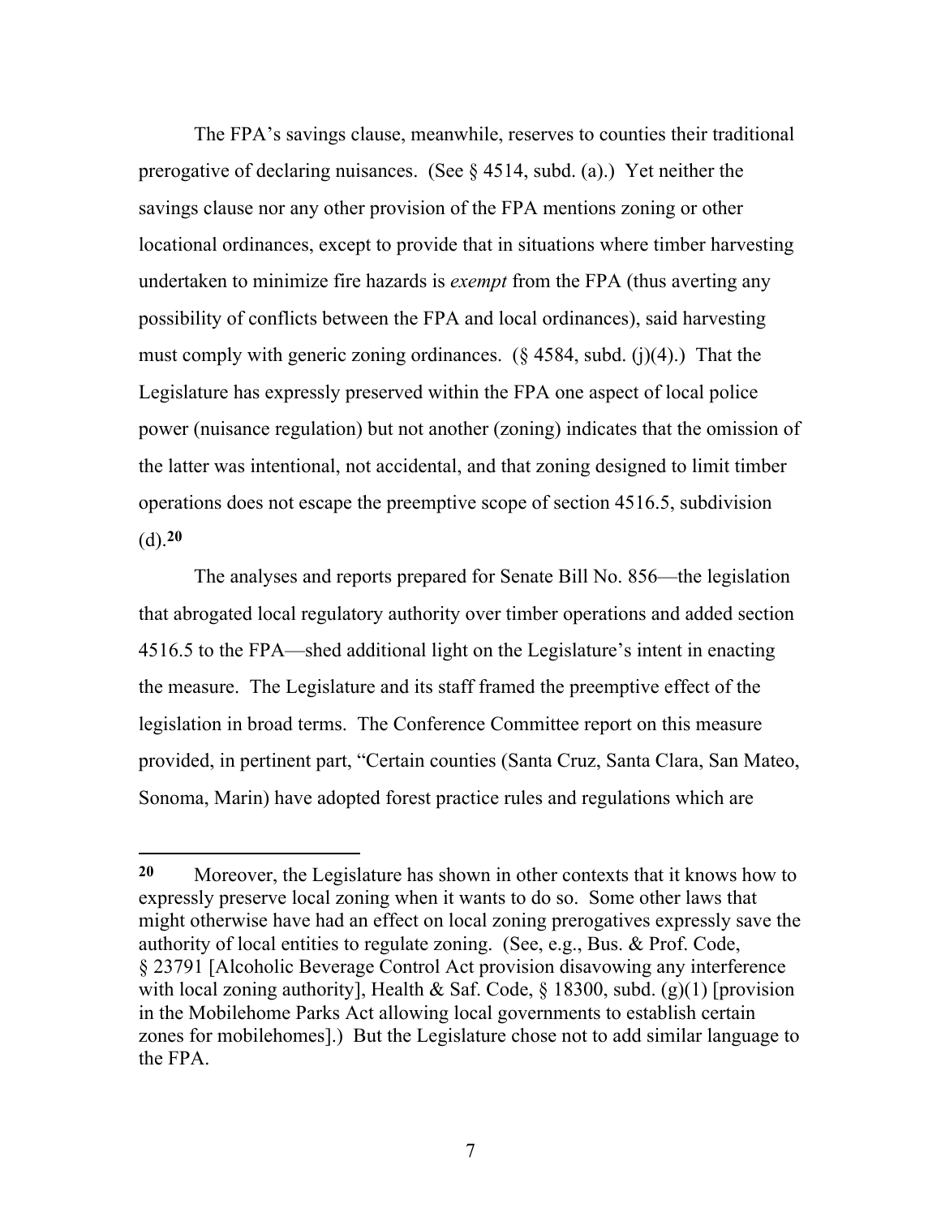The FPA's savings clause, meanwhile, reserves to counties their traditional prerogative of declaring nuisances. (See § 4514, subd. (a).) Yet neither the savings clause nor any other provision of the FPA mentions zoning or other locational ordinances, except to provide that in situations where timber harvesting undertaken to minimize fire hazards is *exempt* from the FPA (thus averting any possibility of conflicts between the FPA and local ordinances), said harvesting must comply with generic zoning ordinances. (§ 4584, subd. (j)(4).) That the Legislature has expressly preserved within the FPA one aspect of local police power (nuisance regulation) but not another (zoning) indicates that the omission of the latter was intentional, not accidental, and that zoning designed to limit timber operations does not escape the preemptive scope of section 4516.5, subdivision (d).[20]

The analyses and reports prepared for Senate Bill No. 856—the legislation that abrogated local regulatory authority over timber operations and added section 4516.5 to the FPA—shed additional light on the Legislature's intent in enacting the measure. The Legislature and its staff framed the preemptive effect of the legislation in broad terms. The Conference Committee report on this measure provided, in pertinent part, "Certain counties (Santa Cruz, Santa Clara, San Mateo, Sonoma, Marin) have adopted forest practice rules and regulations which are

---

**20** Moreover, the Legislature has shown in other contexts that it knows how to expressly preserve local zoning when it wants to do so. Some other laws that might otherwise have had an effect on local zoning prerogatives expressly save the authority of local entities to regulate zoning. (See, e.g., Bus. & Prof. Code, § 23791 [Alcoholic Beverage Control Act provision disavowing any interference with local zoning authority], Health & Saf. Code, § 18300, subd. (g)(1) [provision in the Mobilehome Parks Act allowing local governments to establish certain zones for mobilehomes].) But the Legislature chose not to add similar language to the FPA.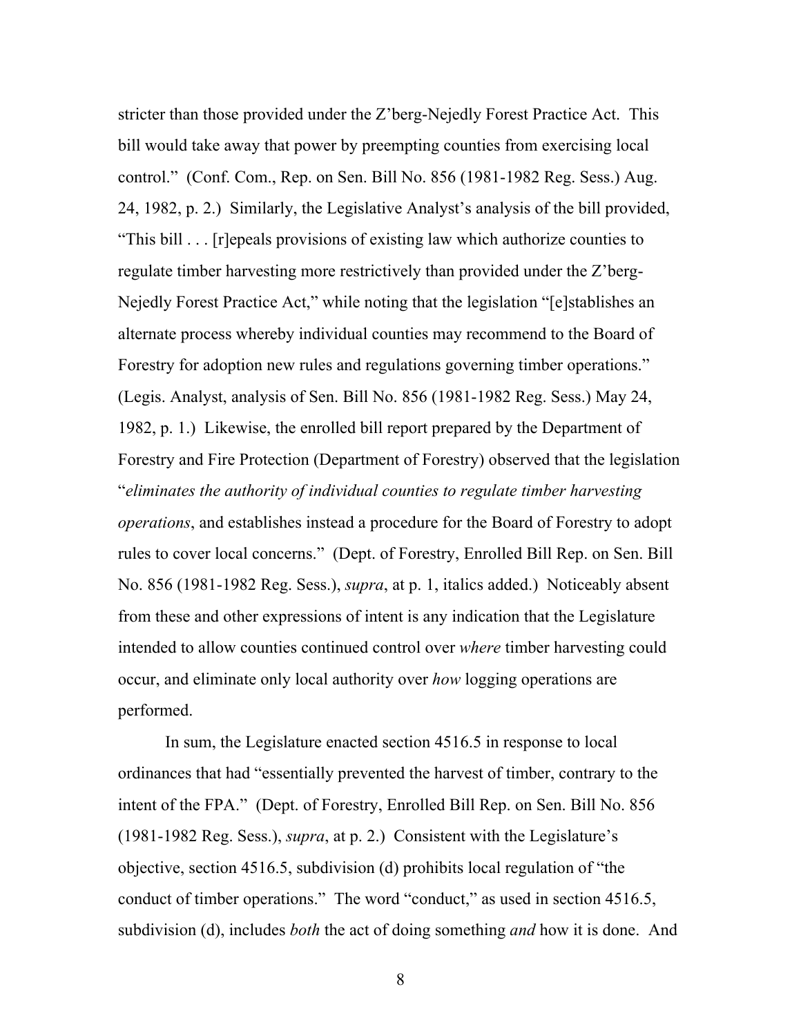stricter than those provided under the Z'berg-Nejedly Forest Practice Act. This bill would take away that power by preempting counties from exercising local control." (Conf. Com., Rep. on Sen. Bill No. 856 (1981-1982 Reg. Sess.) Aug. 24, 1982, p. 2.) Similarly, the Legislative Analyst's analysis of the bill provided, "This bill . . . [r]epeals provisions of existing law which authorize counties to regulate timber harvesting more restrictively than provided under the Z'berg-Nejedly Forest Practice Act," while noting that the legislation "[e]stablishes an alternate process whereby individual counties may recommend to the Board of Forestry for adoption new rules and regulations governing timber operations." (Legis. Analyst, analysis of Sen. Bill No. 856 (1981-1982 Reg. Sess.) May 24, 1982, p. 1.) Likewise, the enrolled bill report prepared by the Department of Forestry and Fire Protection (Department of Forestry) observed that the legislation "*eliminates the authority of individual counties to regulate timber harvesting operations*, and establishes instead a procedure for the Board of Forestry to adopt rules to cover local concerns." (Dept. of Forestry, Enrolled Bill Rep. on Sen. Bill No. 856 (1981-1982 Reg. Sess.), *supra*, at p. 1, italics added.) Noticeably absent from these and other expressions of intent is any indication that the Legislature intended to allow counties continued control over *where* timber harvesting could occur, and eliminate only local authority over *how* logging operations are performed.

In sum, the Legislature enacted section 4516.5 in response to local ordinances that had "essentially prevented the harvest of timber, contrary to the intent of the FPA." (Dept. of Forestry, Enrolled Bill Rep. on Sen. Bill No. 856 (1981-1982 Reg. Sess.), *supra*, at p. 2.) Consistent with the Legislature's objective, section 4516.5, subdivision (d) prohibits local regulation of "the conduct of timber operations." The word "conduct," as used in section 4516.5, subdivision (d), includes *both* the act of doing something *and* how it is done. And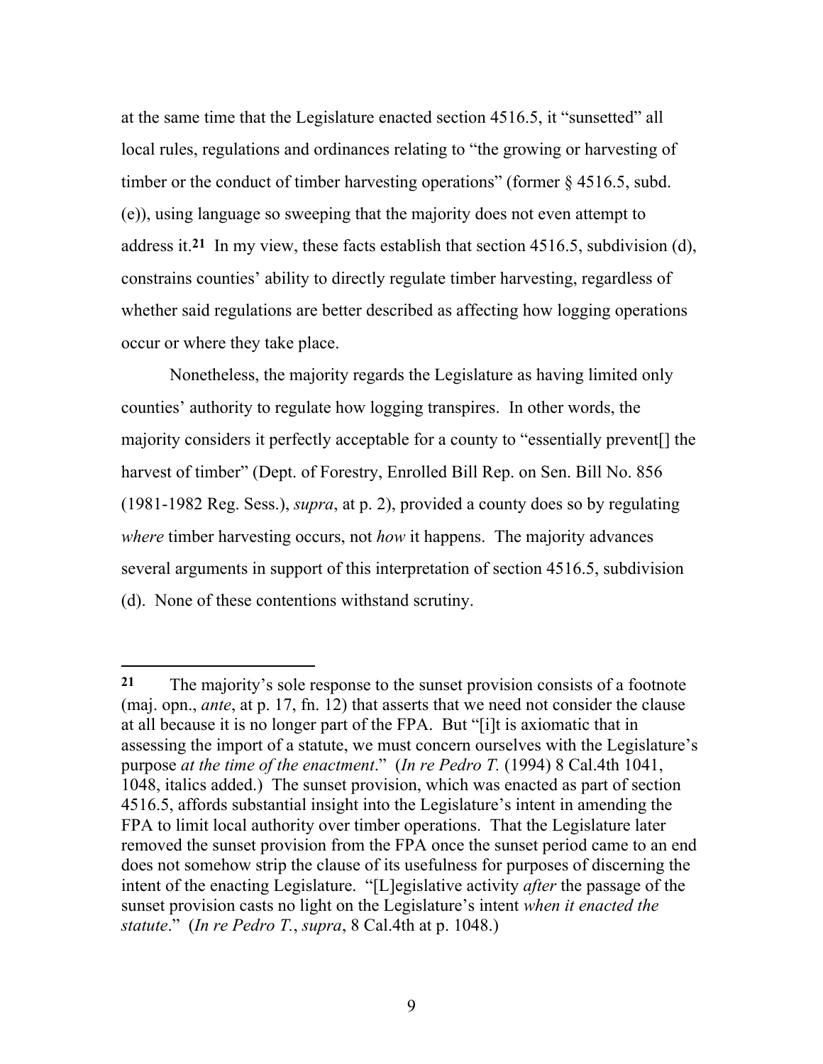at the same time that the Legislature enacted section 4516.5, it "sunsetted" all local rules, regulations and ordinances relating to "the growing or harvesting of timber or the conduct of timber harvesting operations" (former § 4516.5, subd. (e)), using language so sweeping that the majority does not even attempt to address it.[21] In my view, these facts establish that section 4516.5, subdivision (d), constrains counties' ability to directly regulate timber harvesting, regardless of whether said regulations are better described as affecting how logging operations occur or where they take place.

Nonetheless, the majority regards the Legislature as having limited only counties' authority to regulate how logging transpires. In other words, the majority considers it perfectly acceptable for a county to "essentially prevent[] the harvest of timber" (Dept. of Forestry, Enrolled Bill Rep. on Sen. Bill No. 856 (1981-1982 Reg. Sess.), *supra*, at p. 2), provided a county does so by regulating *where* timber harvesting occurs, not *how* it happens. The majority advances several arguments in support of this interpretation of section 4516.5, subdivision (d). None of these contentions withstand scrutiny.

---

**21** The majority's sole response to the sunset provision consists of a footnote (maj. opn., *ante*, at p. 17, fn. 12) that asserts that we need not consider the clause at all because it is no longer part of the FPA. But "[i]t is axiomatic that in assessing the import of a statute, we must concern ourselves with the Legislature's purpose *at the time of the enactment*." (*In re Pedro T.* (1994) 8 Cal.4th 1041, 1048, italics added.) The sunset provision, which was enacted as part of section 4516.5, affords substantial insight into the Legislature's intent in amending the FPA to limit local authority over timber operations. That the Legislature later removed the sunset provision from the FPA once the sunset period came to an end does not somehow strip the clause of its usefulness for purposes of discerning the intent of the enacting Legislature. "[L]egislative activity *after* the passage of the sunset provision casts no light on the Legislature's intent *when it enacted the statute*." (*In re Pedro T.*, *supra*, 8 Cal.4th at p. 1048.)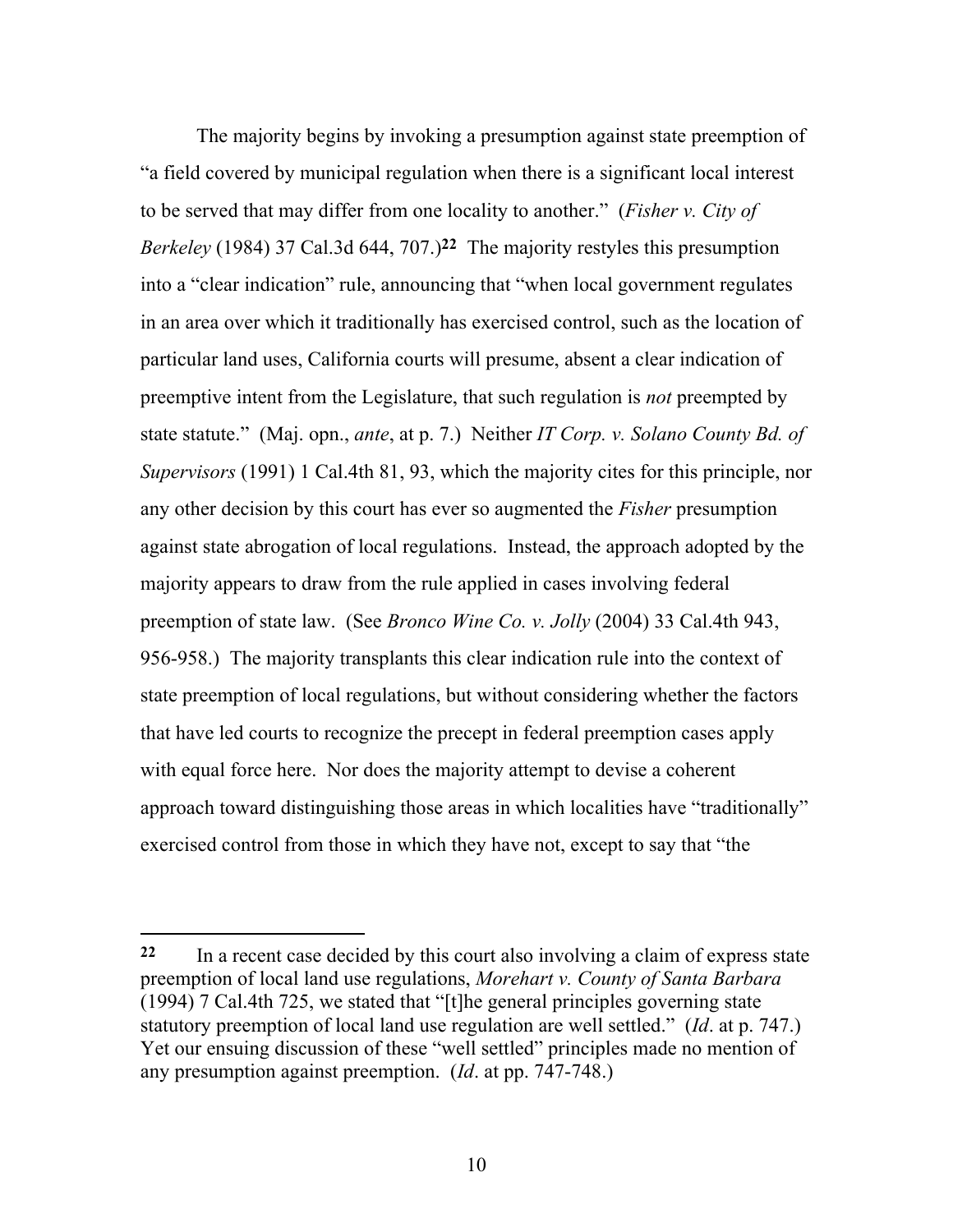The majority begins by invoking a presumption against state preemption of "a field covered by municipal regulation when there is a significant local interest to be served that may differ from one locality to another." (*Fisher v. City of Berkeley* (1984) 37 Cal.3d 644, 707.)[22] The majority restyles this presumption into a "clear indication" rule, announcing that "when local government regulates in an area over which it traditionally has exercised control, such as the location of particular land uses, California courts will presume, absent a clear indication of preemptive intent from the Legislature, that such regulation is *not* preempted by state statute." (Maj. opn., *ante*, at p. 7.) Neither *IT Corp. v. Solano County Bd. of Supervisors* (1991) 1 Cal.4th 81, 93, which the majority cites for this principle, nor any other decision by this court has ever so augmented the *Fisher* presumption against state abrogation of local regulations. Instead, the approach adopted by the majority appears to draw from the rule applied in cases involving federal preemption of state law. (See *Bronco Wine Co. v. Jolly* (2004) 33 Cal.4th 943, 956-958.) The majority transplants this clear indication rule into the context of state preemption of local regulations, but without considering whether the factors that have led courts to recognize the precept in federal preemption cases apply with equal force here. Nor does the majority attempt to devise a coherent approach toward distinguishing those areas in which localities have "traditionally" exercised control from those in which they have not, except to say that "the

---

**22** In a recent case decided by this court also involving a claim of express state preemption of local land use regulations, *Morehart v. County of Santa Barbara* (1994) 7 Cal.4th 725, we stated that "[t]he general principles governing state statutory preemption of local land use regulation are well settled." (*Id*. at p. 747.) Yet our ensuing discussion of these "well settled" principles made no mention of any presumption against preemption. (*Id*. at pp. 747-748.)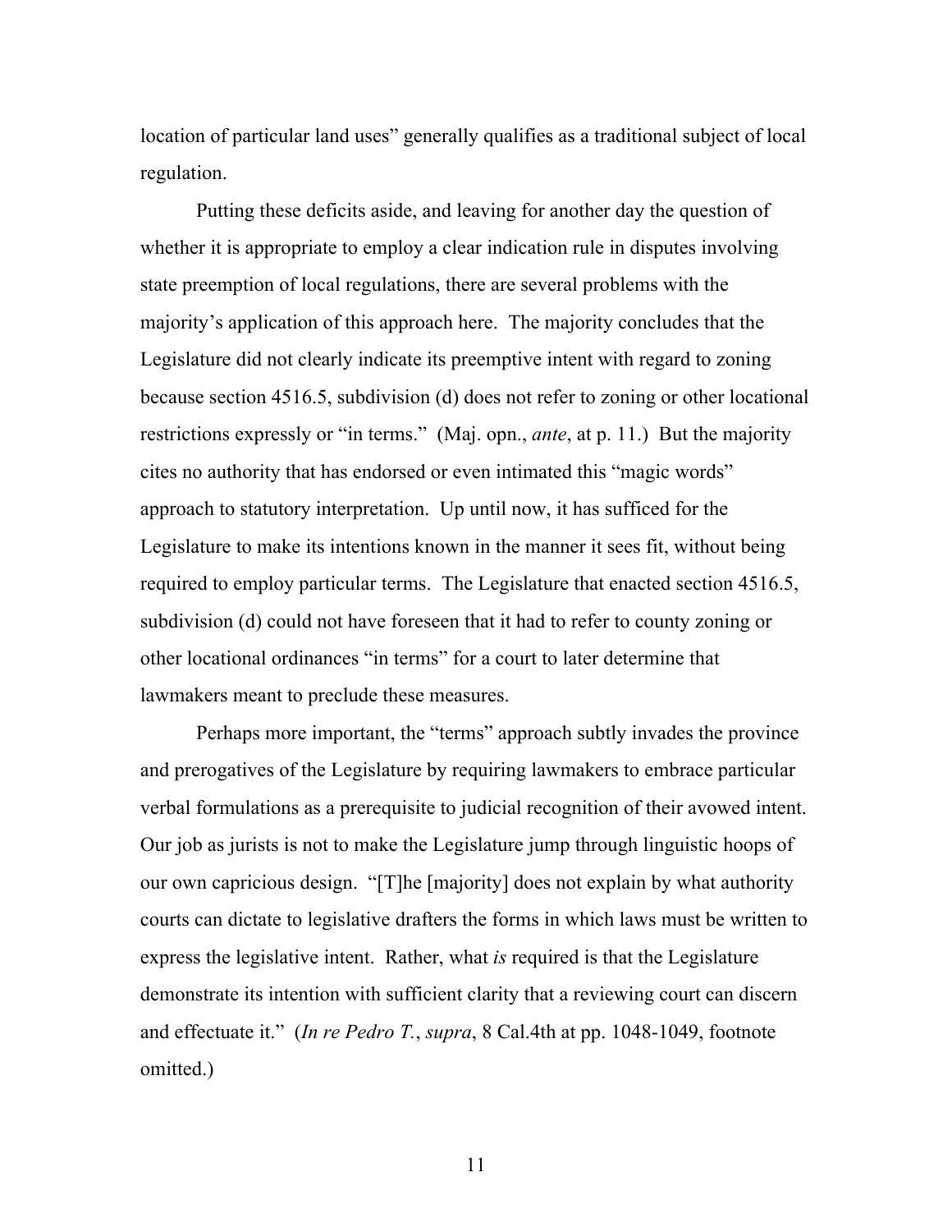location of particular land uses" generally qualifies as a traditional subject of local regulation.

Putting these deficits aside, and leaving for another day the question of whether it is appropriate to employ a clear indication rule in disputes involving state preemption of local regulations, there are several problems with the majority's application of this approach here. The majority concludes that the Legislature did not clearly indicate its preemptive intent with regard to zoning because section 4516.5, subdivision (d) does not refer to zoning or other locational restrictions expressly or "in terms." (Maj. opn., *ante*, at p. 11.) But the majority cites no authority that has endorsed or even intimated this "magic words" approach to statutory interpretation. Up until now, it has sufficed for the Legislature to make its intentions known in the manner it sees fit, without being required to employ particular terms. The Legislature that enacted section 4516.5, subdivision (d) could not have foreseen that it had to refer to county zoning or other locational ordinances "in terms" for a court to later determine that lawmakers meant to preclude these measures.

Perhaps more important, the "terms" approach subtly invades the province and prerogatives of the Legislature by requiring lawmakers to embrace particular verbal formulations as a prerequisite to judicial recognition of their avowed intent. Our job as jurists is not to make the Legislature jump through linguistic hoops of our own capricious design. "[T]he [majority] does not explain by what authority courts can dictate to legislative drafters the forms in which laws must be written to express the legislative intent. Rather, what *is* required is that the Legislature demonstrate its intention with sufficient clarity that a reviewing court can discern and effectuate it." (*In re Pedro T.*, *supra*, 8 Cal.4th at pp. 1048-1049, footnote omitted.)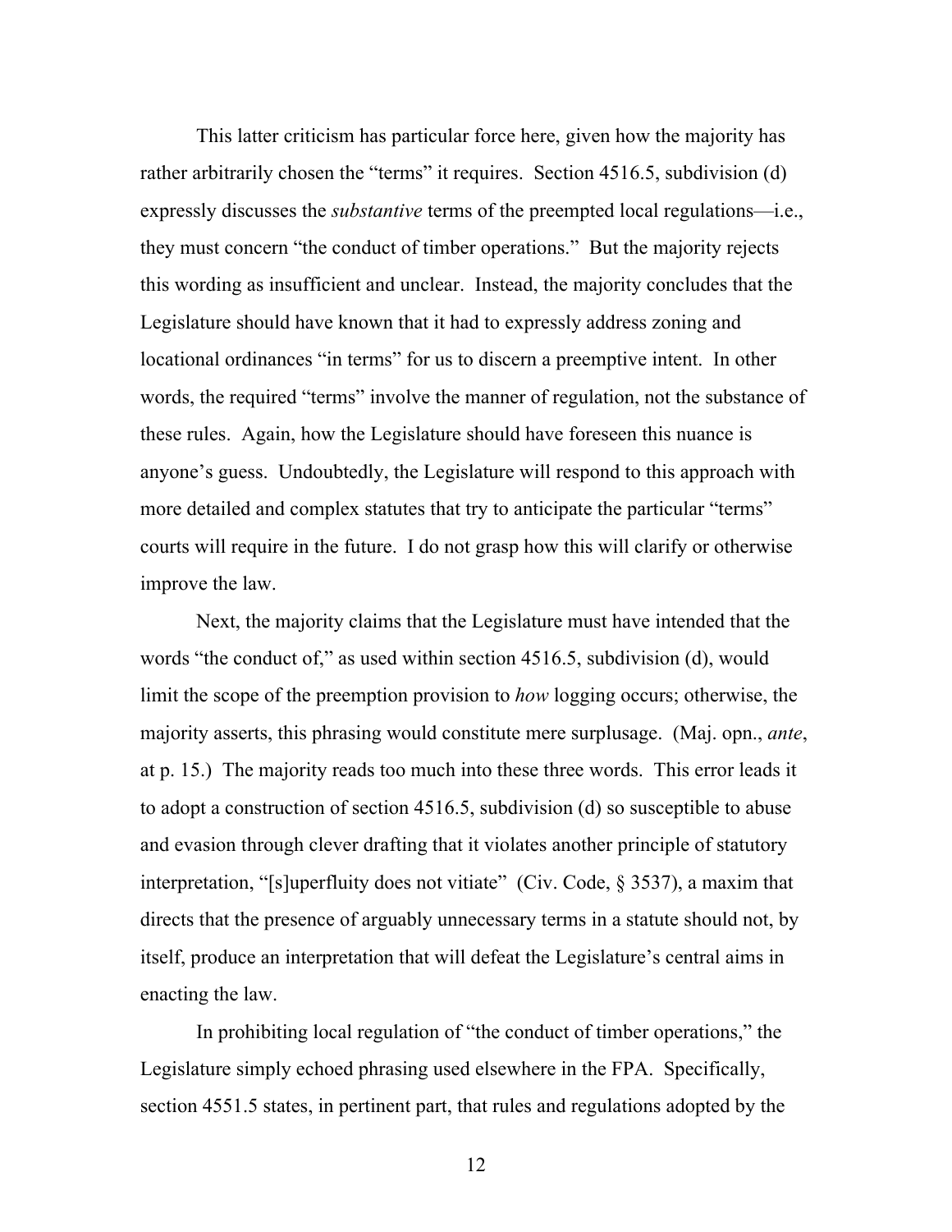This latter criticism has particular force here, given how the majority has rather arbitrarily chosen the "terms" it requires. Section 4516.5, subdivision (d) expressly discusses the *substantive* terms of the preempted local regulations—i.e., they must concern "the conduct of timber operations." But the majority rejects this wording as insufficient and unclear. Instead, the majority concludes that the Legislature should have known that it had to expressly address zoning and locational ordinances "in terms" for us to discern a preemptive intent. In other words, the required "terms" involve the manner of regulation, not the substance of these rules. Again, how the Legislature should have foreseen this nuance is anyone's guess. Undoubtedly, the Legislature will respond to this approach with more detailed and complex statutes that try to anticipate the particular "terms" courts will require in the future. I do not grasp how this will clarify or otherwise improve the law.

Next, the majority claims that the Legislature must have intended that the words "the conduct of," as used within section 4516.5, subdivision (d), would limit the scope of the preemption provision to *how* logging occurs; otherwise, the majority asserts, this phrasing would constitute mere surplusage. (Maj. opn., *ante*, at p. 15.) The majority reads too much into these three words. This error leads it to adopt a construction of section 4516.5, subdivision (d) so susceptible to abuse and evasion through clever drafting that it violates another principle of statutory interpretation, "[s]uperfluity does not vitiate" (Civ. Code, § 3537), a maxim that directs that the presence of arguably unnecessary terms in a statute should not, by itself, produce an interpretation that will defeat the Legislature's central aims in enacting the law.

In prohibiting local regulation of "the conduct of timber operations," the Legislature simply echoed phrasing used elsewhere in the FPA. Specifically, section 4551.5 states, in pertinent part, that rules and regulations adopted by the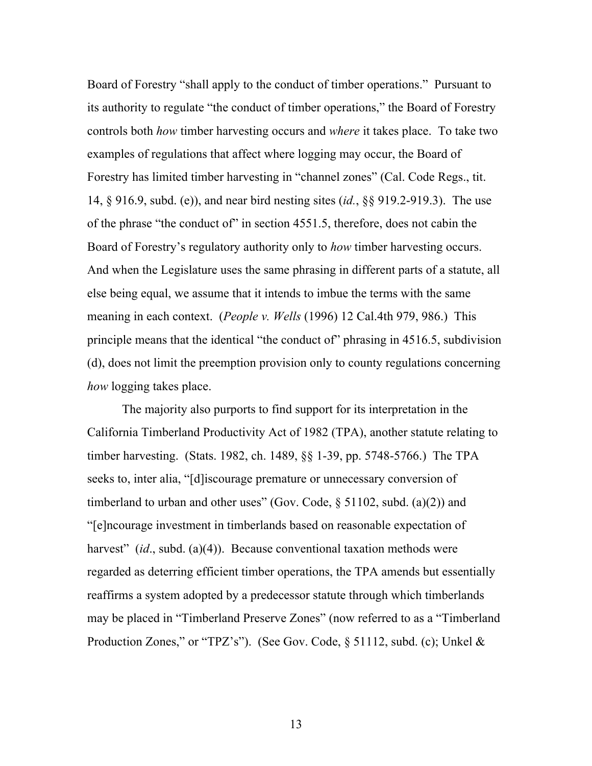Board of Forestry "shall apply to the conduct of timber operations." Pursuant to its authority to regulate "the conduct of timber operations," the Board of Forestry controls both *how* timber harvesting occurs and *where* it takes place. To take two examples of regulations that affect where logging may occur, the Board of Forestry has limited timber harvesting in "channel zones" (Cal. Code Regs., tit. 14, § 916.9, subd. (e)), and near bird nesting sites (*id.*, §§ 919.2-919.3). The use of the phrase "the conduct of" in section 4551.5, therefore, does not cabin the Board of Forestry's regulatory authority only to *how* timber harvesting occurs. And when the Legislature uses the same phrasing in different parts of a statute, all else being equal, we assume that it intends to imbue the terms with the same meaning in each context. (*People v. Wells* (1996) 12 Cal.4th 979, 986.) This principle means that the identical "the conduct of" phrasing in 4516.5, subdivision (d), does not limit the preemption provision only to county regulations concerning *how* logging takes place.

The majority also purports to find support for its interpretation in the California Timberland Productivity Act of 1982 (TPA), another statute relating to timber harvesting. (Stats. 1982, ch. 1489, §§ 1-39, pp. 5748-5766.) The TPA seeks to, inter alia, "[d]iscourage premature or unnecessary conversion of timberland to urban and other uses" (Gov. Code, § 51102, subd. (a)(2)) and "[e]ncourage investment in timberlands based on reasonable expectation of harvest" (*id*., subd. (a)(4)). Because conventional taxation methods were regarded as deterring efficient timber operations, the TPA amends but essentially reaffirms a system adopted by a predecessor statute through which timberlands may be placed in "Timberland Preserve Zones" (now referred to as a "Timberland Production Zones," or "TPZ's"). (See Gov. Code, § 51112, subd. (c); Unkel &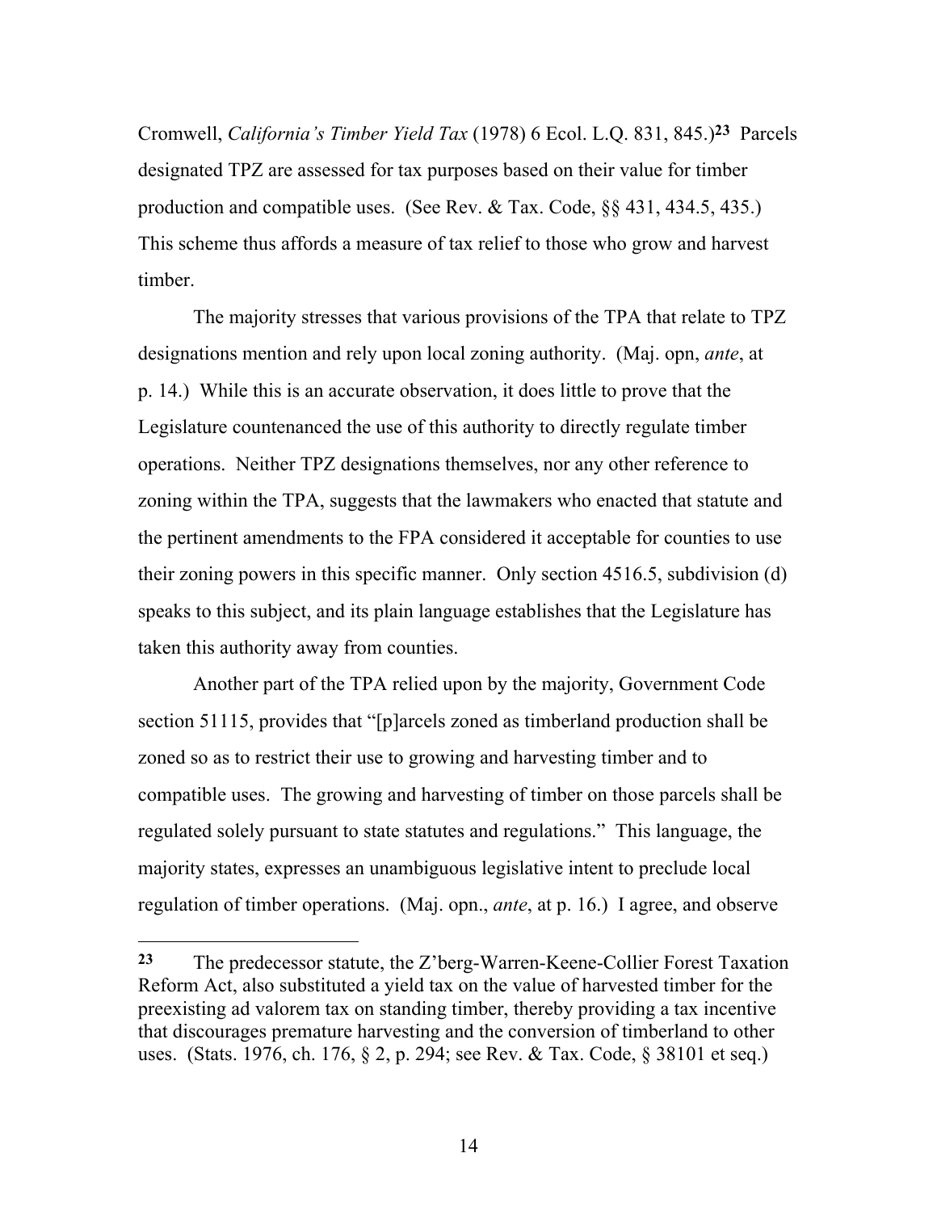Cromwell, *California's Timber Yield Tax* (1978) 6 Ecol. L.Q. 831, 845.)[23] Parcels designated TPZ are assessed for tax purposes based on their value for timber production and compatible uses. (See Rev. & Tax. Code, §§ 431, 434.5, 435.) This scheme thus affords a measure of tax relief to those who grow and harvest timber.

The majority stresses that various provisions of the TPA that relate to TPZ designations mention and rely upon local zoning authority. (Maj. opn, *ante*, at p. 14.) While this is an accurate observation, it does little to prove that the Legislature countenanced the use of this authority to directly regulate timber operations. Neither TPZ designations themselves, nor any other reference to zoning within the TPA, suggests that the lawmakers who enacted that statute and the pertinent amendments to the FPA considered it acceptable for counties to use their zoning powers in this specific manner. Only section 4516.5, subdivision (d) speaks to this subject, and its plain language establishes that the Legislature has taken this authority away from counties.

Another part of the TPA relied upon by the majority, Government Code section 51115, provides that "[p]arcels zoned as timberland production shall be zoned so as to restrict their use to growing and harvesting timber and to compatible uses. The growing and harvesting of timber on those parcels shall be regulated solely pursuant to state statutes and regulations." This language, the majority states, expresses an unambiguous legislative intent to preclude local regulation of timber operations. (Maj. opn., *ante*, at p. 16.) I agree, and observe

---

[23] The predecessor statute, the Z'berg-Warren-Keene-Collier Forest Taxation Reform Act, also substituted a yield tax on the value of harvested timber for the preexisting ad valorem tax on standing timber, thereby providing a tax incentive that discourages premature harvesting and the conversion of timberland to other uses. (Stats. 1976, ch. 176, § 2, p. 294; see Rev. & Tax. Code, § 38101 et seq.)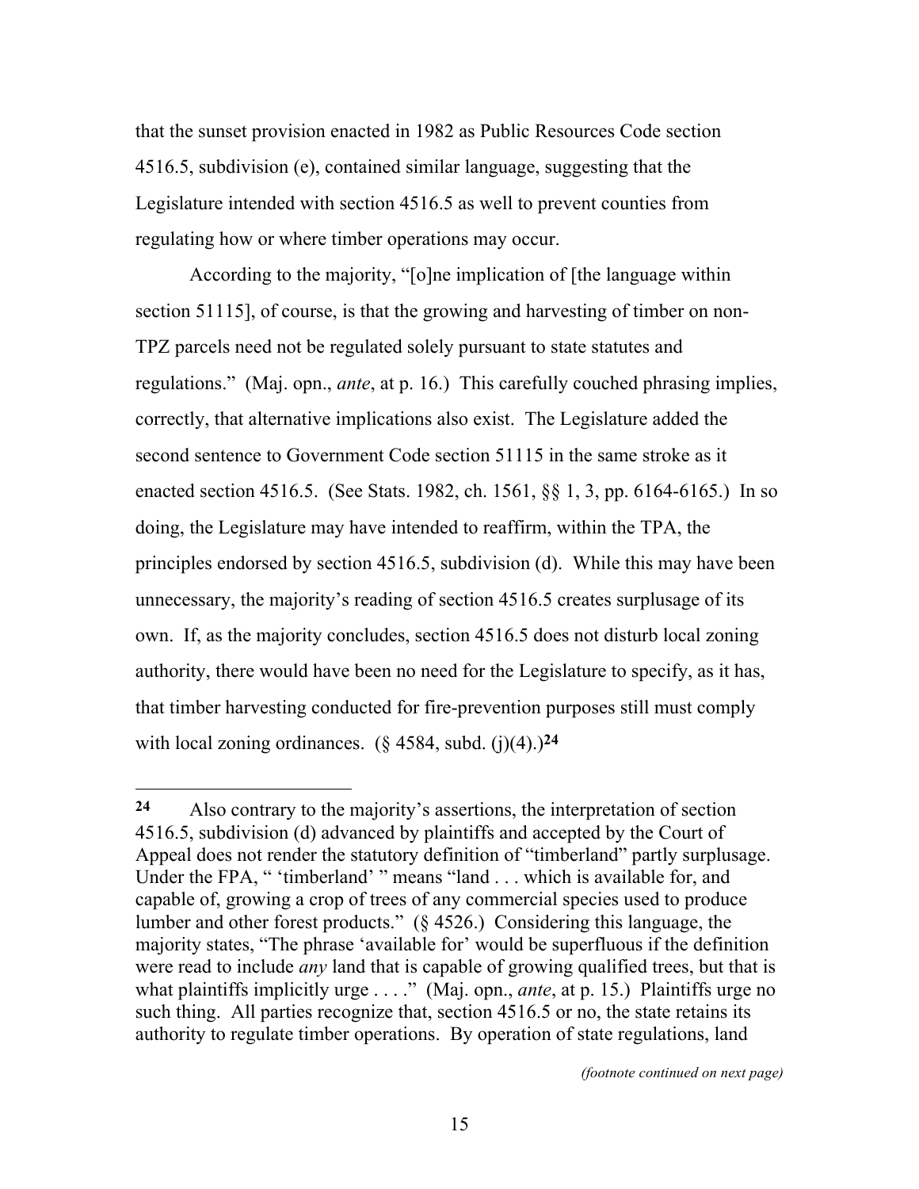that the sunset provision enacted in 1982 as Public Resources Code section 4516.5, subdivision (e), contained similar language, suggesting that the Legislature intended with section 4516.5 as well to prevent counties from regulating how or where timber operations may occur.

According to the majority, "[o]ne implication of [the language within section 51115], of course, is that the growing and harvesting of timber on non-TPZ parcels need not be regulated solely pursuant to state statutes and regulations." (Maj. opn., *ante*, at p. 16.) This carefully couched phrasing implies, correctly, that alternative implications also exist. The Legislature added the second sentence to Government Code section 51115 in the same stroke as it enacted section 4516.5. (See Stats. 1982, ch. 1561, §§ 1, 3, pp. 6164-6165.) In so doing, the Legislature may have intended to reaffirm, within the TPA, the principles endorsed by section 4516.5, subdivision (d). While this may have been unnecessary, the majority's reading of section 4516.5 creates surplusage of its own. If, as the majority concludes, section 4516.5 does not disturb local zoning authority, there would have been no need for the Legislature to specify, as it has, that timber harvesting conducted for fire-prevention purposes still must comply with local zoning ordinances. (§ 4584, subd. (j)(4).)[24]

---

[24] Also contrary to the majority's assertions, the interpretation of section 4516.5, subdivision (d) advanced by plaintiffs and accepted by the Court of Appeal does not render the statutory definition of "timberland" partly surplusage. Under the FPA, " 'timberland' " means "land . . . which is available for, and capable of, growing a crop of trees of any commercial species used to produce lumber and other forest products." (§ 4526.) Considering this language, the majority states, "The phrase 'available for' would be superfluous if the definition were read to include *any* land that is capable of growing qualified trees, but that is what plaintiffs implicitly urge . . . ." (Maj. opn., *ante*, at p. 15.) Plaintiffs urge no such thing. All parties recognize that, section 4516.5 or no, the state retains its authority to regulate timber operations. By operation of state regulations, land

*(footnote continued on next page)*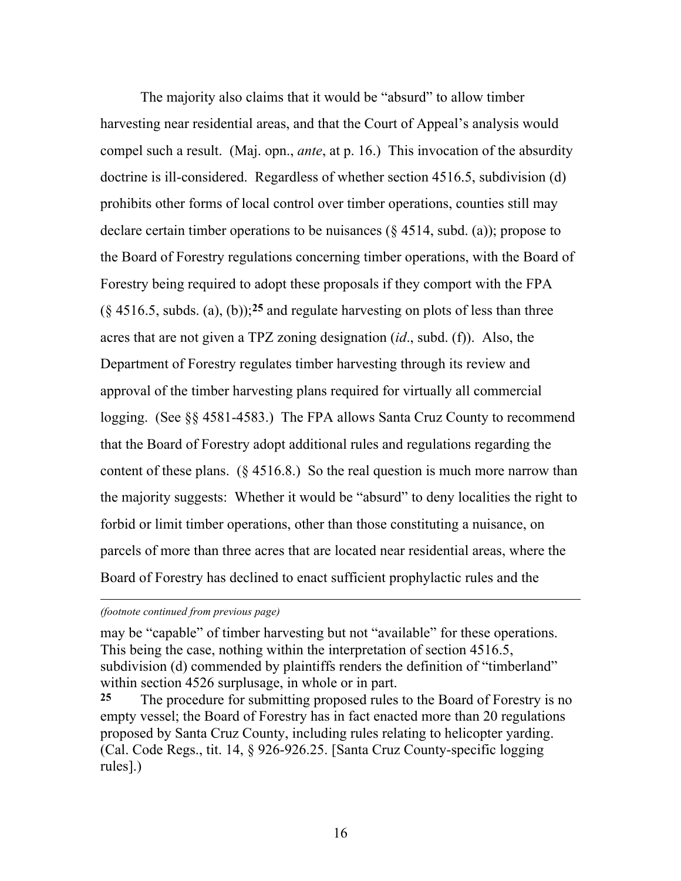The majority also claims that it would be "absurd" to allow timber harvesting near residential areas, and that the Court of Appeal's analysis would compel such a result. (Maj. opn., *ante*, at p. 16.) This invocation of the absurdity doctrine is ill-considered. Regardless of whether section 4516.5, subdivision (d) prohibits other forms of local control over timber operations, counties still may declare certain timber operations to be nuisances (§ 4514, subd. (a)); propose to the Board of Forestry regulations concerning timber operations, with the Board of Forestry being required to adopt these proposals if they comport with the FPA (§ 4516.5, subds. (a), (b));[25] and regulate harvesting on plots of less than three acres that are not given a TPZ zoning designation (*id*., subd. (f)). Also, the Department of Forestry regulates timber harvesting through its review and approval of the timber harvesting plans required for virtually all commercial logging. (See §§ 4581-4583.) The FPA allows Santa Cruz County to recommend that the Board of Forestry adopt additional rules and regulations regarding the content of these plans. (§ 4516.8.) So the real question is much more narrow than the majority suggests: Whether it would be "absurd" to deny localities the right to forbid or limit timber operations, other than those constituting a nuisance, on parcels of more than three acres that are located near residential areas, where the Board of Forestry has declined to enact sufficient prophylactic rules and the

---

*(footnote continued from previous page)*

may be "capable" of timber harvesting but not "available" for these operations. This being the case, nothing within the interpretation of section 4516.5, subdivision (d) commended by plaintiffs renders the definition of "timberland" within section 4526 surplusage, in whole or in part.

[25] The procedure for submitting proposed rules to the Board of Forestry is no empty vessel; the Board of Forestry has in fact enacted more than 20 regulations proposed by Santa Cruz County, including rules relating to helicopter yarding. (Cal. Code Regs., tit. 14, § 926-926.25. [Santa Cruz County-specific logging rules].)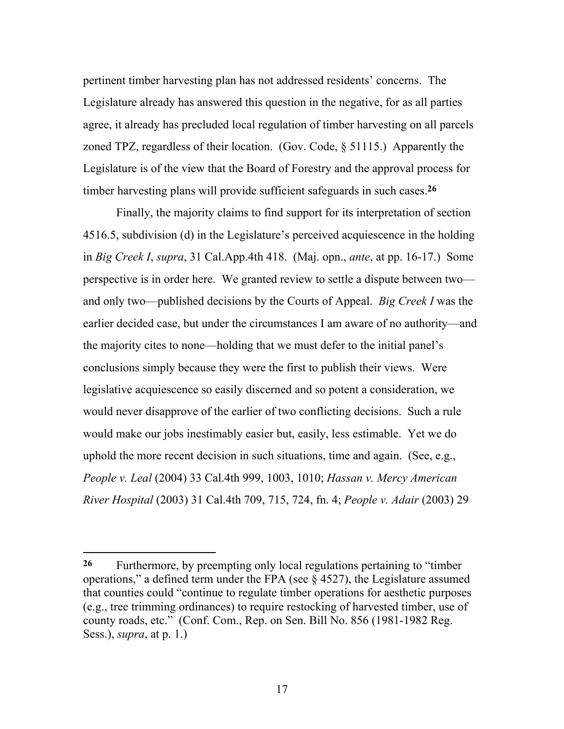pertinent timber harvesting plan has not addressed residents' concerns. The Legislature already has answered this question in the negative, for as all parties agree, it already has precluded local regulation of timber harvesting on all parcels zoned TPZ, regardless of their location. (Gov. Code, § 51115.) Apparently the Legislature is of the view that the Board of Forestry and the approval process for timber harvesting plans will provide sufficient safeguards in such cases.[26]

Finally, the majority claims to find support for its interpretation of section 4516.5, subdivision (d) in the Legislature's perceived acquiescence in the holding in *Big Creek I*, *supra*, 31 Cal.App.4th 418. (Maj. opn., *ante*, at pp. 16-17.) Some perspective is in order here. We granted review to settle a dispute between two—and only two—published decisions by the Courts of Appeal. *Big Creek I* was the earlier decided case, but under the circumstances I am aware of no authority—and the majority cites to none—holding that we must defer to the initial panel's conclusions simply because they were the first to publish their views. Were legislative acquiescence so easily discerned and so potent a consideration, we would never disapprove of the earlier of two conflicting decisions. Such a rule would make our jobs inestimably easier but, easily, less estimable. Yet we do uphold the more recent decision in such situations, time and again. (See, e.g., *People v. Leal* (2004) 33 Cal.4th 999, 1003, 1010; *Hassan v. Mercy American River Hospital* (2003) 31 Cal.4th 709, 715, 724, fn. 4; *People v. Adair* (2003) 29

---

[26] Furthermore, by preempting only local regulations pertaining to "timber operations," a defined term under the FPA (see § 4527), the Legislature assumed that counties could "continue to regulate timber operations for aesthetic purposes (e.g., tree trimming ordinances) to require restocking of harvested timber, use of county roads, etc." (Conf. Com., Rep. on Sen. Bill No. 856 (1981-1982 Reg. Sess.), *supra*, at p. 1.)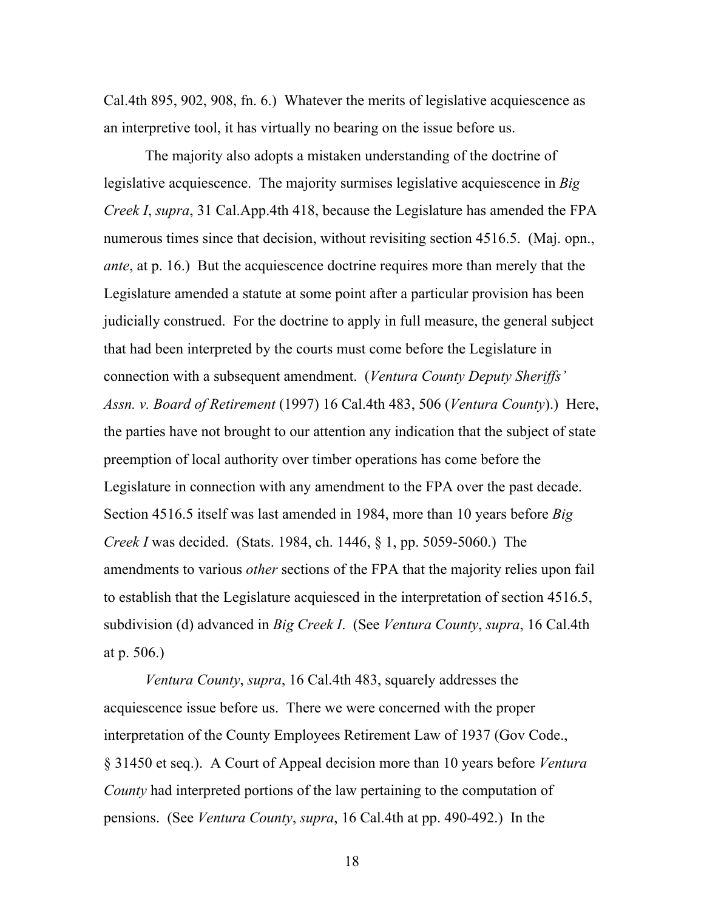Cal.4th 895, 902, 908, fn. 6.)  Whatever the merits of legislative acquiescence as an interpretive tool, it has virtually no bearing on the issue before us.

The majority also adopts a mistaken understanding of the doctrine of legislative acquiescence.  The majority surmises legislative acquiescence in *Big Creek I*, *supra*, 31 Cal.App.4th 418, because the Legislature has amended the FPA numerous times since that decision, without revisiting section 4516.5.  (Maj. opn., *ante*, at p. 16.)  But the acquiescence doctrine requires more than merely that the Legislature amended a statute at some point after a particular provision has been judicially construed.  For the doctrine to apply in full measure, the general subject that had been interpreted by the courts must come before the Legislature in connection with a subsequent amendment.  (*Ventura County Deputy Sheriffs' Assn. v. Board of Retirement* (1997) 16 Cal.4th 483, 506 (*Ventura County*).)  Here, the parties have not brought to our attention any indication that the subject of state preemption of local authority over timber operations has come before the Legislature in connection with any amendment to the FPA over the past decade.  Section 4516.5 itself was last amended in 1984, more than 10 years before *Big Creek I* was decided.  (Stats. 1984, ch. 1446, § 1, pp. 5059-5060.)  The amendments to various *other* sections of the FPA that the majority relies upon fail to establish that the Legislature acquiesced in the interpretation of section 4516.5, subdivision (d) advanced in *Big Creek I*.  (See *Ventura County*, *supra*, 16 Cal.4th at p. 506.)

*Ventura County*, *supra*, 16 Cal.4th 483, squarely addresses the acquiescence issue before us.  There we were concerned with the proper interpretation of the County Employees Retirement Law of 1937 (Gov Code., § 31450 et seq.).  A Court of Appeal decision more than 10 years before *Ventura County* had interpreted portions of the law pertaining to the computation of pensions.  (See *Ventura County*, *supra*, 16 Cal.4th at pp. 490-492.)  In the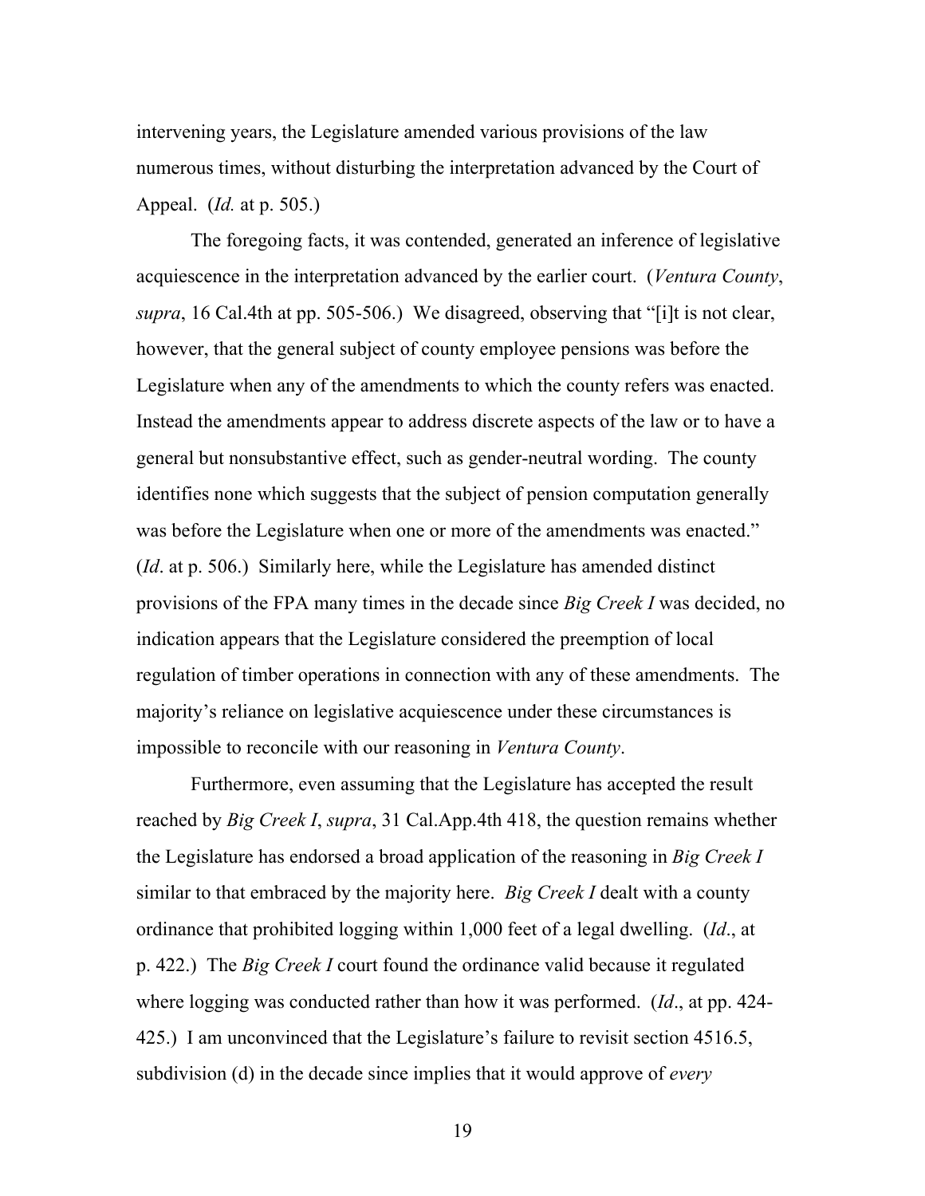intervening years, the Legislature amended various provisions of the law numerous times, without disturbing the interpretation advanced by the Court of Appeal. (*Id.* at p. 505.)

The foregoing facts, it was contended, generated an inference of legislative acquiescence in the interpretation advanced by the earlier court. (*Ventura County*, *supra*, 16 Cal.4th at pp. 505-506.) We disagreed, observing that "[i]t is not clear, however, that the general subject of county employee pensions was before the Legislature when any of the amendments to which the county refers was enacted. Instead the amendments appear to address discrete aspects of the law or to have a general but nonsubstantive effect, such as gender-neutral wording. The county identifies none which suggests that the subject of pension computation generally was before the Legislature when one or more of the amendments was enacted." (*Id*. at p. 506.) Similarly here, while the Legislature has amended distinct provisions of the FPA many times in the decade since *Big Creek I* was decided, no indication appears that the Legislature considered the preemption of local regulation of timber operations in connection with any of these amendments. The majority's reliance on legislative acquiescence under these circumstances is impossible to reconcile with our reasoning in *Ventura County*.

Furthermore, even assuming that the Legislature has accepted the result reached by *Big Creek I*, *supra*, 31 Cal.App.4th 418, the question remains whether the Legislature has endorsed a broad application of the reasoning in *Big Creek I* similar to that embraced by the majority here. *Big Creek I* dealt with a county ordinance that prohibited logging within 1,000 feet of a legal dwelling. (*Id*., at p. 422.) The *Big Creek I* court found the ordinance valid because it regulated where logging was conducted rather than how it was performed. (*Id*., at pp. 424-425.) I am unconvinced that the Legislature's failure to revisit section 4516.5, subdivision (d) in the decade since implies that it would approve of *every*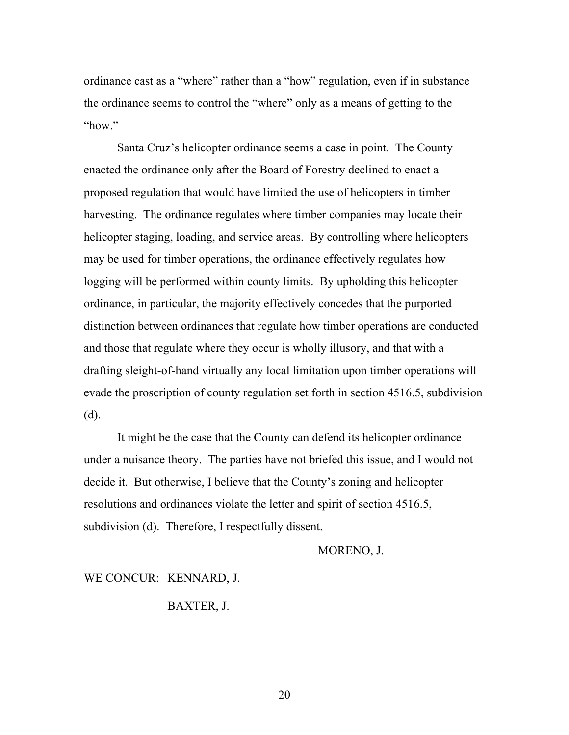ordinance cast as a "where" rather than a "how" regulation, even if in substance the ordinance seems to control the "where" only as a means of getting to the "how."

Santa Cruz's helicopter ordinance seems a case in point. The County enacted the ordinance only after the Board of Forestry declined to enact a proposed regulation that would have limited the use of helicopters in timber harvesting. The ordinance regulates where timber companies may locate their helicopter staging, loading, and service areas. By controlling where helicopters may be used for timber operations, the ordinance effectively regulates how logging will be performed within county limits. By upholding this helicopter ordinance, in particular, the majority effectively concedes that the purported distinction between ordinances that regulate how timber operations are conducted and those that regulate where they occur is wholly illusory, and that with a drafting sleight-of-hand virtually any local limitation upon timber operations will evade the proscription of county regulation set forth in section 4516.5, subdivision (d).

It might be the case that the County can defend its helicopter ordinance under a nuisance theory. The parties have not briefed this issue, and I would not decide it. But otherwise, I believe that the County's zoning and helicopter resolutions and ordinances violate the letter and spirit of section 4516.5, subdivision (d). Therefore, I respectfully dissent.

MORENO, J.

WE CONCUR: KENNARD, J.

BAXTER, J.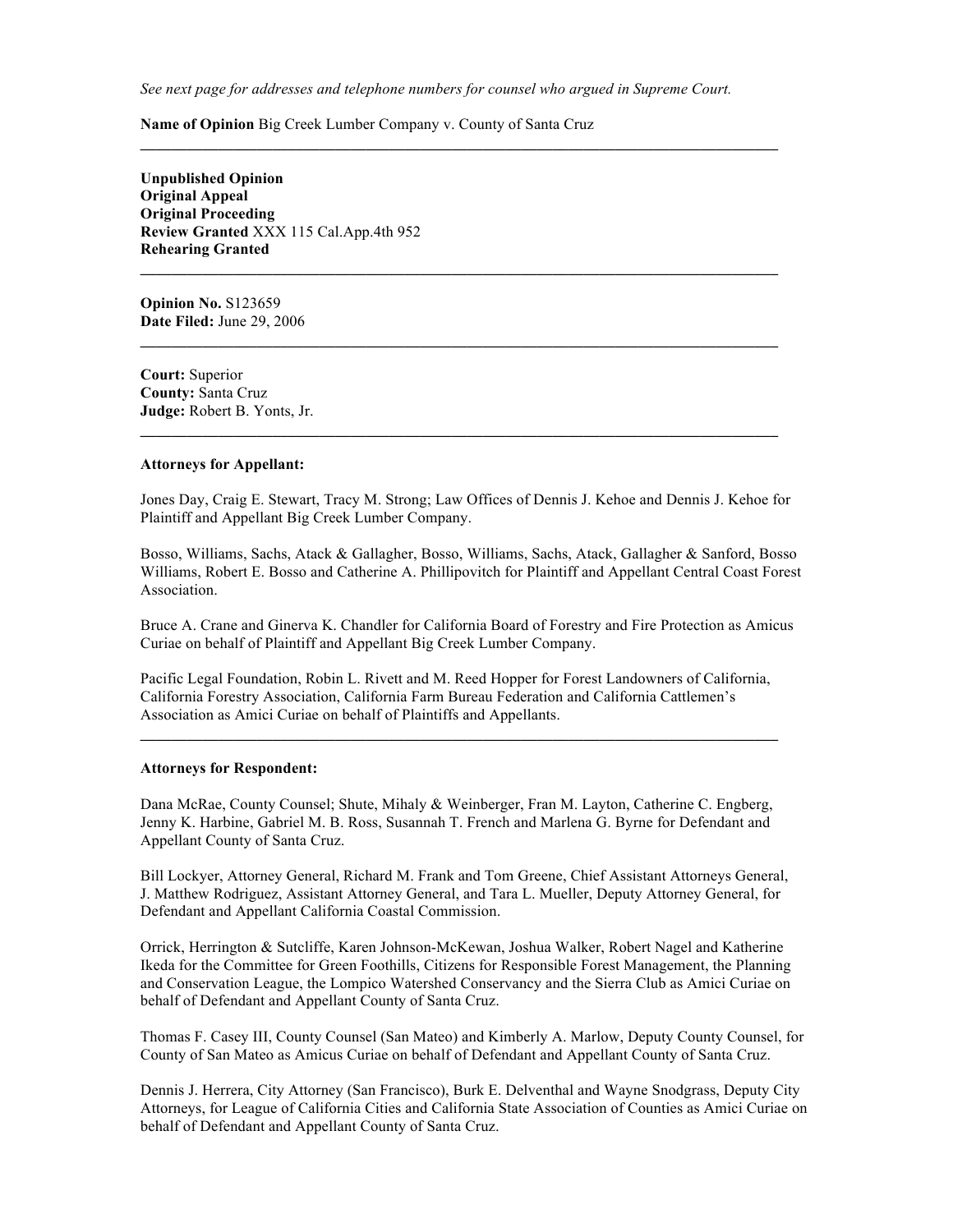*See next page for addresses and telephone numbers for counsel who argued in Supreme Court.*

**Name of Opinion** Big Creek Lumber Company v. County of Santa Cruz

---

**Unpublished Opinion**
**Original Appeal**
**Original Proceeding**
**Review Granted** XXX 115 Cal.App.4th 952
**Rehearing Granted**

---

**Opinion No.** S123659
**Date Filed:** June 29, 2006

---

**Court:** Superior
**County:** Santa Cruz
**Judge:** Robert B. Yonts, Jr.

---

**Attorneys for Appellant:**

Jones Day, Craig E. Stewart, Tracy M. Strong; Law Offices of Dennis J. Kehoe and Dennis J. Kehoe for Plaintiff and Appellant Big Creek Lumber Company.

Bosso, Williams, Sachs, Atack & Gallagher, Bosso, Williams, Sachs, Atack, Gallagher & Sanford, Bosso Williams, Robert E. Bosso and Catherine A. Phillipovitch for Plaintiff and Appellant Central Coast Forest Association.

Bruce A. Crane and Ginerva K. Chandler for California Board of Forestry and Fire Protection as Amicus Curiae on behalf of Plaintiff and Appellant Big Creek Lumber Company.

Pacific Legal Foundation, Robin L. Rivett and M. Reed Hopper for Forest Landowners of California, California Forestry Association, California Farm Bureau Federation and California Cattlemen's Association as Amici Curiae on behalf of Plaintiffs and Appellants.

---

**Attorneys for Respondent:**

Dana McRae, County Counsel; Shute, Mihaly & Weinberger, Fran M. Layton, Catherine C. Engberg, Jenny K. Harbine, Gabriel M. B. Ross, Susannah T. French and Marlena G. Byrne for Defendant and Appellant County of Santa Cruz.

Bill Lockyer, Attorney General, Richard M. Frank and Tom Greene, Chief Assistant Attorneys General, J. Matthew Rodriguez, Assistant Attorney General, and Tara L. Mueller, Deputy Attorney General, for Defendant and Appellant California Coastal Commission.

Orrick, Herrington & Sutcliffe, Karen Johnson-McKewan, Joshua Walker, Robert Nagel and Katherine Ikeda for the Committee for Green Foothills, Citizens for Responsible Forest Management, the Planning and Conservation League, the Lompico Watershed Conservancy and the Sierra Club as Amici Curiae on behalf of Defendant and Appellant County of Santa Cruz.

Thomas F. Casey III, County Counsel (San Mateo) and Kimberly A. Marlow, Deputy County Counsel, for County of San Mateo as Amicus Curiae on behalf of Defendant and Appellant County of Santa Cruz.

Dennis J. Herrera, City Attorney (San Francisco), Burk E. Delventhal and Wayne Snodgrass, Deputy City Attorneys, for League of California Cities and California State Association of Counties as Amici Curiae on behalf of Defendant and Appellant County of Santa Cruz.